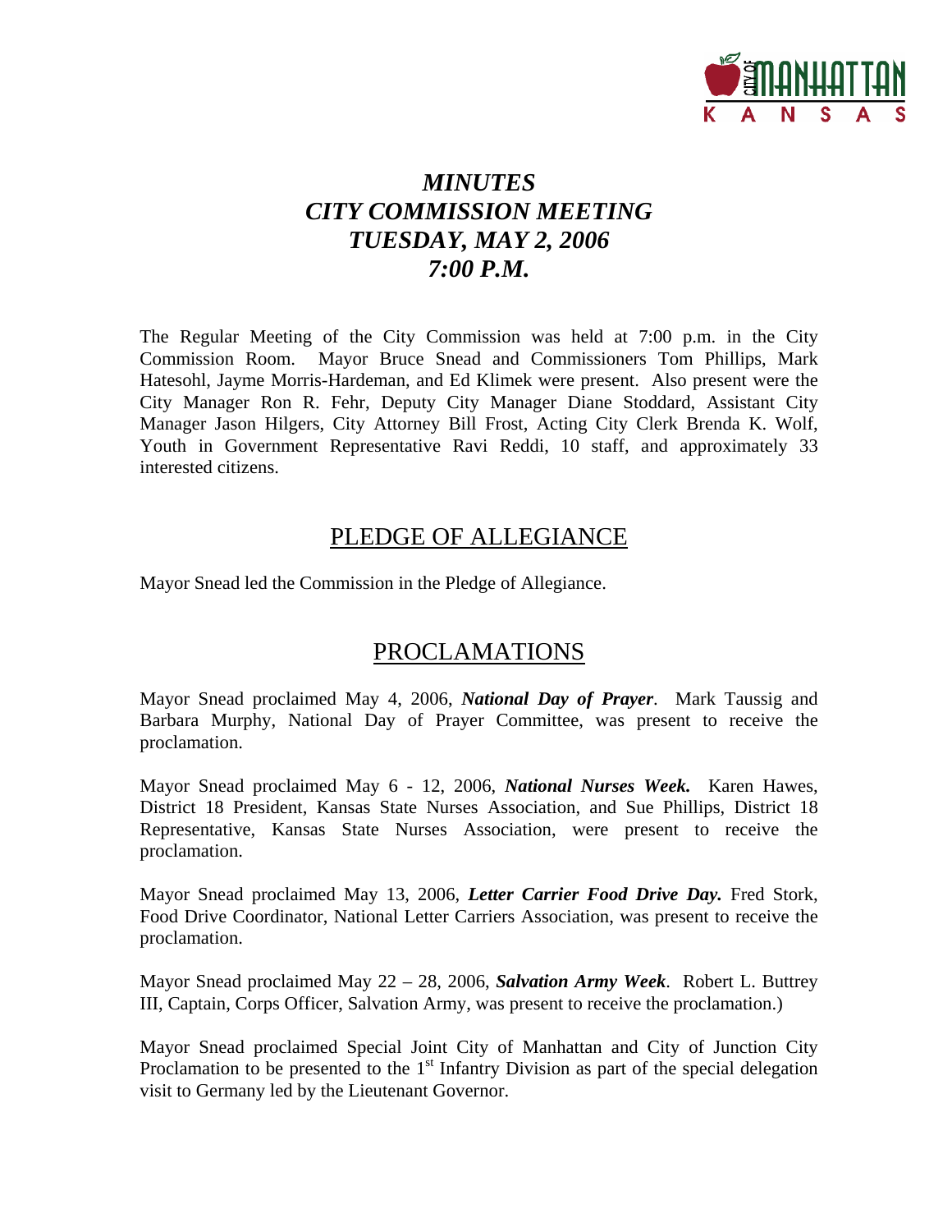# *MINUTES*
# *CITY COMMISSION MEETING*
# *TUESDAY, MAY 2, 2006*
# *7:00 P.M.*

The Regular Meeting of the City Commission was held at 7:00 p.m. in the City Commission Room. Mayor Bruce Snead and Commissioners Tom Phillips, Mark Hatesohl, Jayme Morris-Hardeman, and Ed Klimek were present. Also present were the City Manager Ron R. Fehr, Deputy City Manager Diane Stoddard, Assistant City Manager Jason Hilgers, City Attorney Bill Frost, Acting City Clerk Brenda K. Wolf, Youth in Government Representative Ravi Reddi, 10 staff, and approximately 33 interested citizens.

## PLEDGE OF ALLEGIANCE

Mayor Snead led the Commission in the Pledge of Allegiance.

## PROCLAMATIONS

Mayor Snead proclaimed May 4, 2006, ***National Day of Prayer***. Mark Taussig and Barbara Murphy, National Day of Prayer Committee, was present to receive the proclamation.

Mayor Snead proclaimed May 6 - 12, 2006, ***National Nurses Week.*** Karen Hawes, District 18 President, Kansas State Nurses Association, and Sue Phillips, District 18 Representative, Kansas State Nurses Association, were present to receive the proclamation.

Mayor Snead proclaimed May 13, 2006, ***Letter Carrier Food Drive Day.*** Fred Stork, Food Drive Coordinator, National Letter Carriers Association, was present to receive the proclamation.

Mayor Snead proclaimed May 22 – 28, 2006, ***Salvation Army Week***. Robert L. Buttrey III, Captain, Corps Officer, Salvation Army, was present to receive the proclamation.)

Mayor Snead proclaimed Special Joint City of Manhattan and City of Junction City Proclamation to be presented to the 1st Infantry Division as part of the special delegation visit to Germany led by the Lieutenant Governor.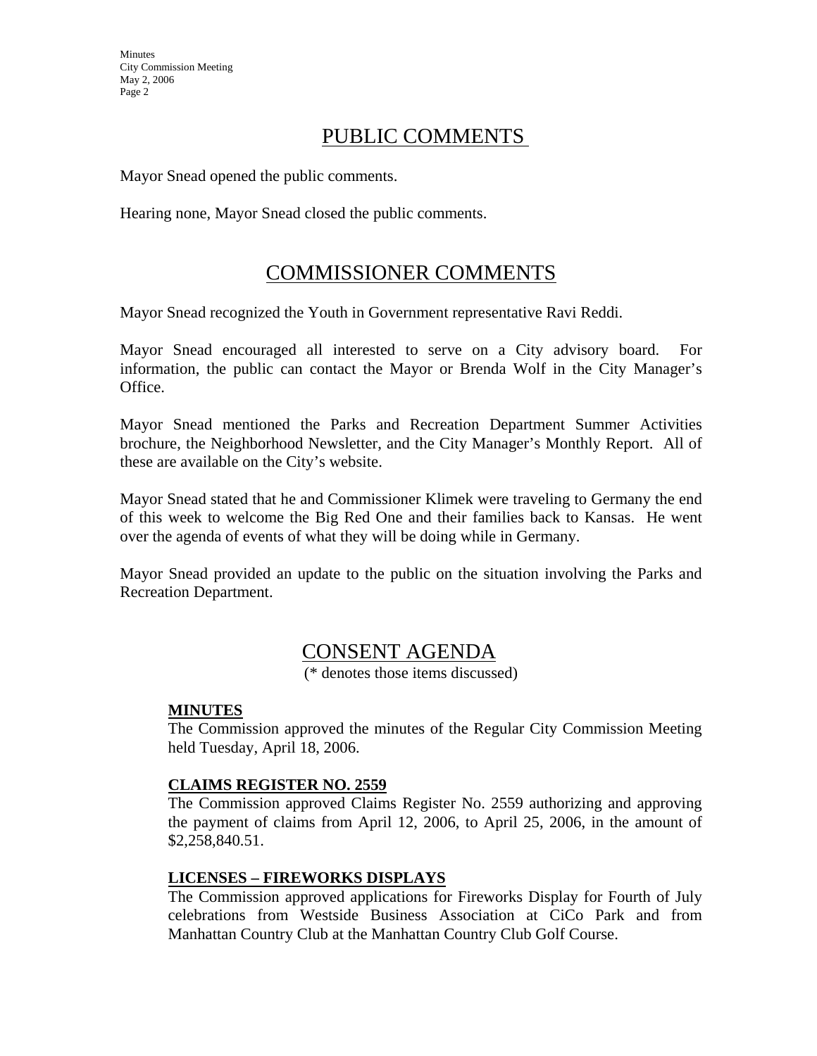# PUBLIC COMMENTS

Mayor Snead opened the public comments.

Hearing none, Mayor Snead closed the public comments.

# COMMISSIONER COMMENTS

Mayor Snead recognized the Youth in Government representative Ravi Reddi.

Mayor Snead encouraged all interested to serve on a City advisory board. For information, the public can contact the Mayor or Brenda Wolf in the City Manager's Office.

Mayor Snead mentioned the Parks and Recreation Department Summer Activities brochure, the Neighborhood Newsletter, and the City Manager's Monthly Report. All of these are available on the City's website.

Mayor Snead stated that he and Commissioner Klimek were traveling to Germany the end of this week to welcome the Big Red One and their families back to Kansas. He went over the agenda of events of what they will be doing while in Germany.

Mayor Snead provided an update to the public on the situation involving the Parks and Recreation Department.

# CONSENT AGENDA

(* denotes those items discussed)

**MINUTES**

The Commission approved the minutes of the Regular City Commission Meeting held Tuesday, April 18, 2006.

**CLAIMS REGISTER NO. 2559**

The Commission approved Claims Register No. 2559 authorizing and approving the payment of claims from April 12, 2006, to April 25, 2006, in the amount of $2,258,840.51.

**LICENSES – FIREWORKS DISPLAYS**

The Commission approved applications for Fireworks Display for Fourth of July celebrations from Westside Business Association at CiCo Park and from Manhattan Country Club at the Manhattan Country Club Golf Course.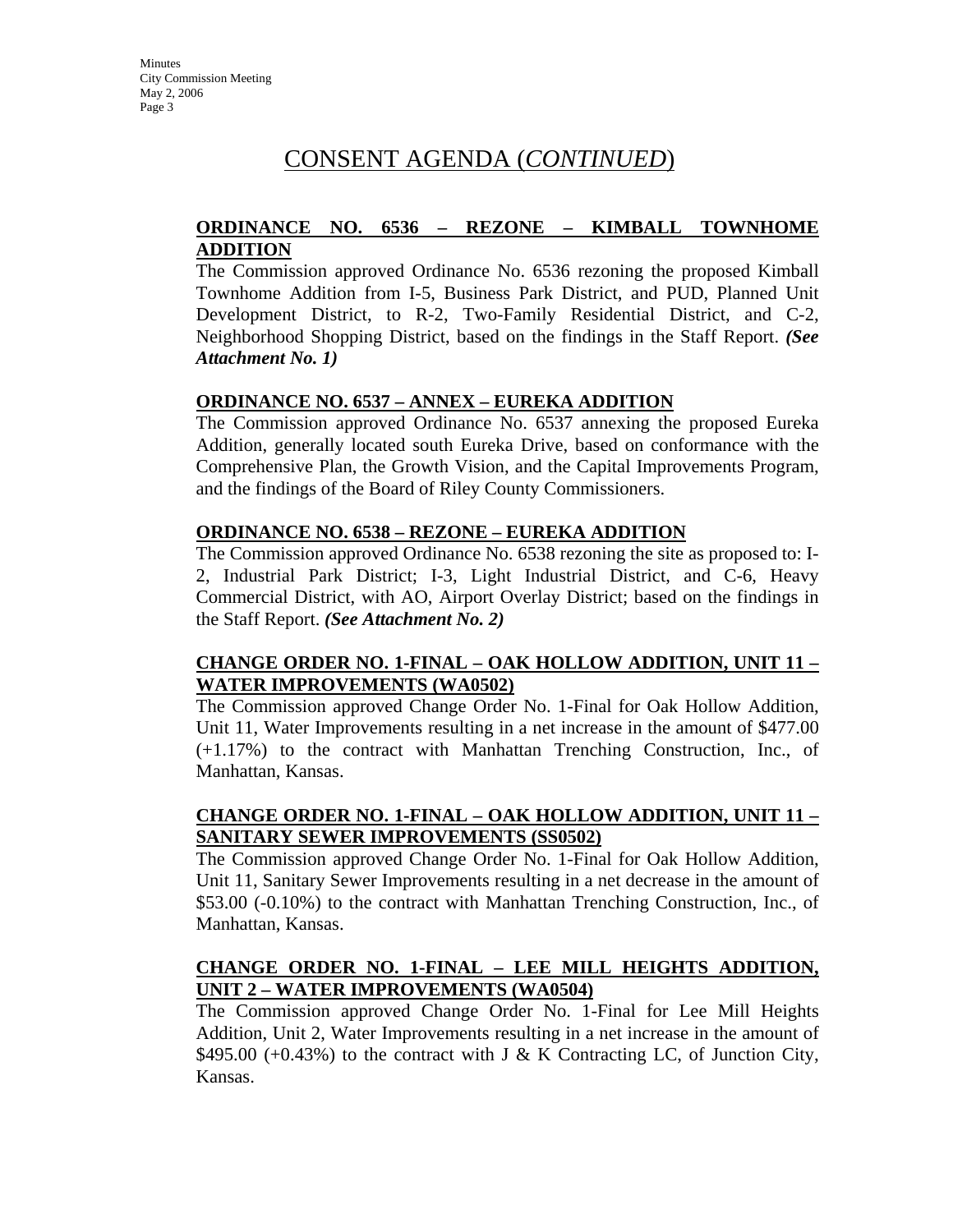# CONSENT AGENDA (*CONTINUED*)

**ORDINANCE NO. 6536 – REZONE – KIMBALL TOWNHOME ADDITION**

The Commission approved Ordinance No. 6536 rezoning the proposed Kimball Townhome Addition from I-5, Business Park District, and PUD, Planned Unit Development District, to R-2, Two-Family Residential District, and C-2, Neighborhood Shopping District, based on the findings in the Staff Report. ***(See Attachment No. 1)***

**ORDINANCE NO. 6537 – ANNEX – EUREKA ADDITION**

The Commission approved Ordinance No. 6537 annexing the proposed Eureka Addition, generally located south Eureka Drive, based on conformance with the Comprehensive Plan, the Growth Vision, and the Capital Improvements Program, and the findings of the Board of Riley County Commissioners.

**ORDINANCE NO. 6538 – REZONE – EUREKA ADDITION**

The Commission approved Ordinance No. 6538 rezoning the site as proposed to: I-2, Industrial Park District; I-3, Light Industrial District, and C-6, Heavy Commercial District, with AO, Airport Overlay District; based on the findings in the Staff Report. ***(See Attachment No. 2)***

**CHANGE ORDER NO. 1-FINAL – OAK HOLLOW ADDITION, UNIT 11 – WATER IMPROVEMENTS (WA0502)**

The Commission approved Change Order No. 1-Final for Oak Hollow Addition, Unit 11, Water Improvements resulting in a net increase in the amount of $477.00 (+1.17%) to the contract with Manhattan Trenching Construction, Inc., of Manhattan, Kansas.

**CHANGE ORDER NO. 1-FINAL – OAK HOLLOW ADDITION, UNIT 11 – SANITARY SEWER IMPROVEMENTS (SS0502)**

The Commission approved Change Order No. 1-Final for Oak Hollow Addition, Unit 11, Sanitary Sewer Improvements resulting in a net decrease in the amount of $53.00 (-0.10%) to the contract with Manhattan Trenching Construction, Inc., of Manhattan, Kansas.

**CHANGE ORDER NO. 1-FINAL – LEE MILL HEIGHTS ADDITION, UNIT 2 – WATER IMPROVEMENTS (WA0504)**

The Commission approved Change Order No. 1-Final for Lee Mill Heights Addition, Unit 2, Water Improvements resulting in a net increase in the amount of $495.00 (+0.43%) to the contract with J & K Contracting LC, of Junction City, Kansas.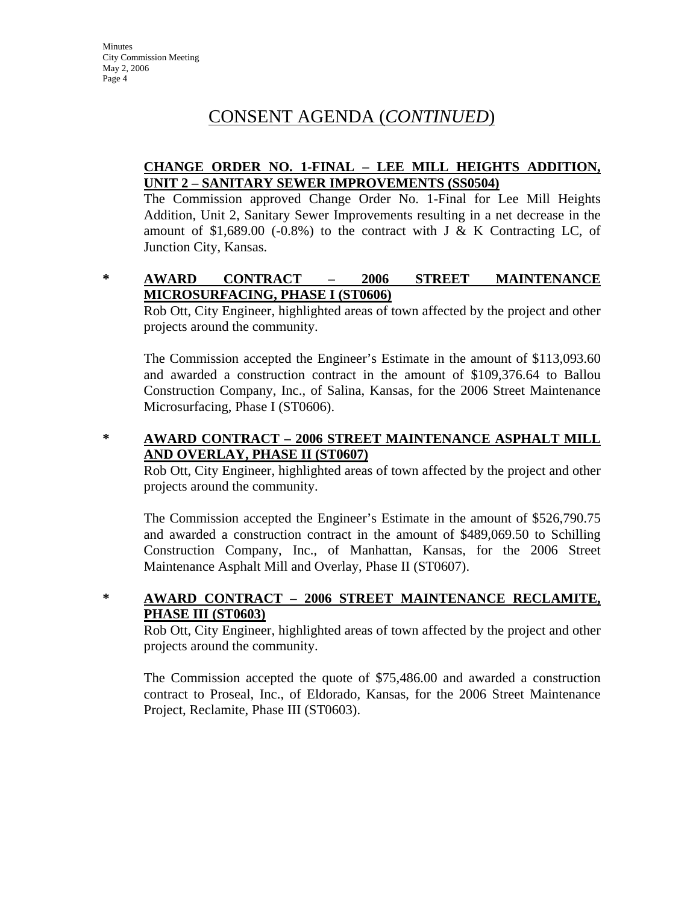# CONSENT AGENDA (*CONTINUED*)

**CHANGE ORDER NO. 1-FINAL – LEE MILL HEIGHTS ADDITION, UNIT 2 – SANITARY SEWER IMPROVEMENTS (SS0504)**

The Commission approved Change Order No. 1-Final for Lee Mill Heights Addition, Unit 2, Sanitary Sewer Improvements resulting in a net decrease in the amount of $1,689.00 (-0.8%) to the contract with J & K Contracting LC, of Junction City, Kansas.

\* **AWARD CONTRACT – 2006 STREET MAINTENANCE MICROSURFACING, PHASE I (ST0606)**

Rob Ott, City Engineer, highlighted areas of town affected by the project and other projects around the community.

The Commission accepted the Engineer's Estimate in the amount of $113,093.60 and awarded a construction contract in the amount of $109,376.64 to Ballou Construction Company, Inc., of Salina, Kansas, for the 2006 Street Maintenance Microsurfacing, Phase I (ST0606).

\* **AWARD CONTRACT – 2006 STREET MAINTENANCE ASPHALT MILL AND OVERLAY, PHASE II (ST0607)**

Rob Ott, City Engineer, highlighted areas of town affected by the project and other projects around the community.

The Commission accepted the Engineer's Estimate in the amount of $526,790.75 and awarded a construction contract in the amount of $489,069.50 to Schilling Construction Company, Inc., of Manhattan, Kansas, for the 2006 Street Maintenance Asphalt Mill and Overlay, Phase II (ST0607).

\* **AWARD CONTRACT – 2006 STREET MAINTENANCE RECLAMITE, PHASE III (ST0603)**

Rob Ott, City Engineer, highlighted areas of town affected by the project and other projects around the community.

The Commission accepted the quote of $75,486.00 and awarded a construction contract to Proseal, Inc., of Eldorado, Kansas, for the 2006 Street Maintenance Project, Reclamite, Phase III (ST0603).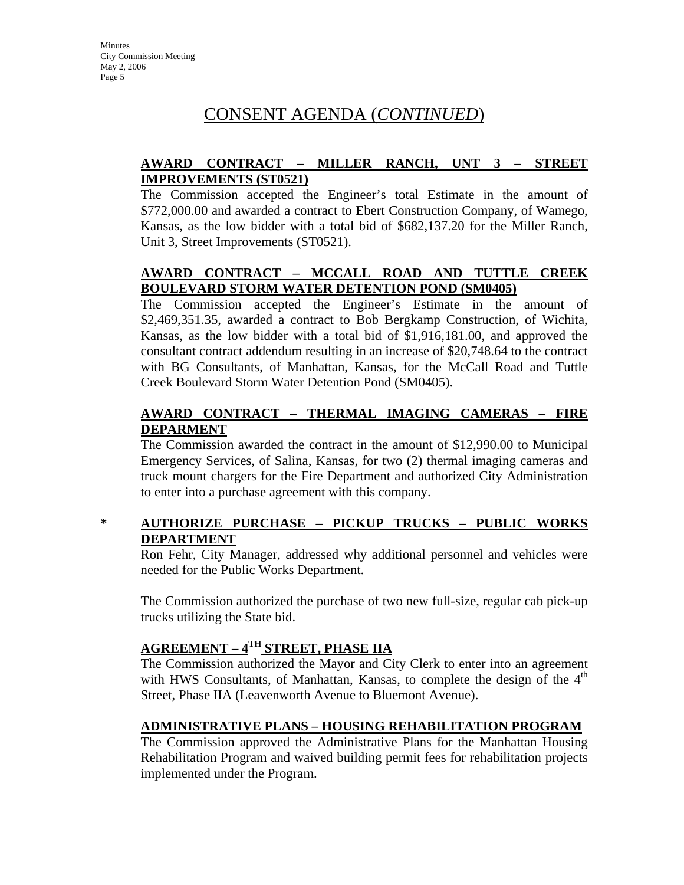## CONSENT AGENDA (*CONTINUED*)

**AWARD CONTRACT – MILLER RANCH, UNT 3 – STREET IMPROVEMENTS (ST0521)**

The Commission accepted the Engineer's total Estimate in the amount of $772,000.00 and awarded a contract to Ebert Construction Company, of Wamego, Kansas, as the low bidder with a total bid of $682,137.20 for the Miller Ranch, Unit 3, Street Improvements (ST0521).

**AWARD CONTRACT – MCCALL ROAD AND TUTTLE CREEK BOULEVARD STORM WATER DETENTION POND (SM0405)**

The Commission accepted the Engineer's Estimate in the amount of $2,469,351.35, awarded a contract to Bob Bergkamp Construction, of Wichita, Kansas, as the low bidder with a total bid of $1,916,181.00, and approved the consultant contract addendum resulting in an increase of $20,748.64 to the contract with BG Consultants, of Manhattan, Kansas, for the McCall Road and Tuttle Creek Boulevard Storm Water Detention Pond (SM0405).

**AWARD CONTRACT – THERMAL IMAGING CAMERAS – FIRE DEPARMENT**

The Commission awarded the contract in the amount of $12,990.00 to Municipal Emergency Services, of Salina, Kansas, for two (2) thermal imaging cameras and truck mount chargers for the Fire Department and authorized City Administration to enter into a purchase agreement with this company.

\* **AUTHORIZE PURCHASE – PICKUP TRUCKS – PUBLIC WORKS DEPARTMENT**

Ron Fehr, City Manager, addressed why additional personnel and vehicles were needed for the Public Works Department.

The Commission authorized the purchase of two new full-size, regular cab pick-up trucks utilizing the State bid.

**AGREEMENT – 4TH STREET, PHASE IIA**

The Commission authorized the Mayor and City Clerk to enter into an agreement with HWS Consultants, of Manhattan, Kansas, to complete the design of the 4th Street, Phase IIA (Leavenworth Avenue to Bluemont Avenue).

**ADMINISTRATIVE PLANS – HOUSING REHABILITATION PROGRAM**

The Commission approved the Administrative Plans for the Manhattan Housing Rehabilitation Program and waived building permit fees for rehabilitation projects implemented under the Program.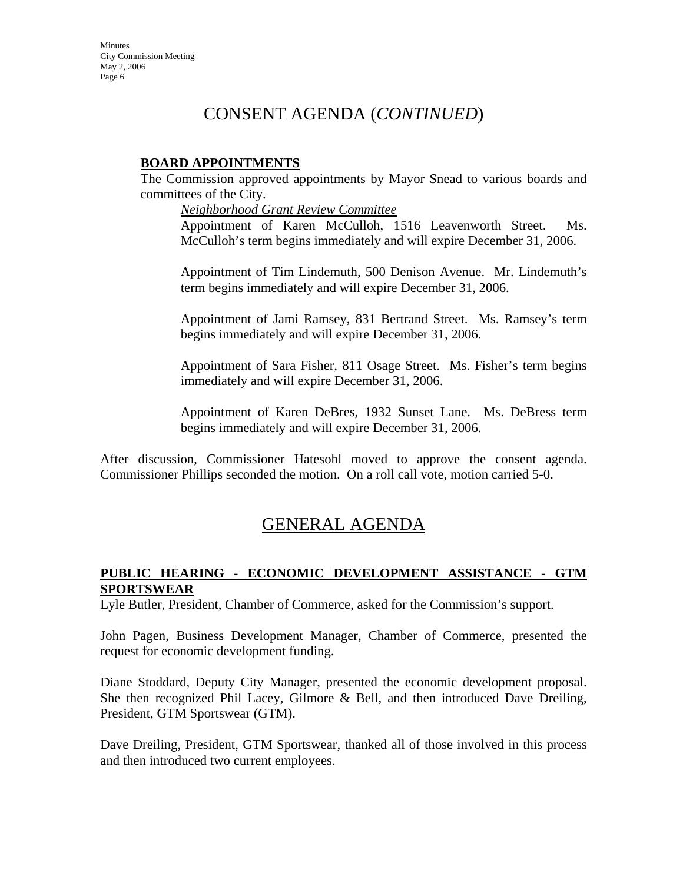## CONSENT AGENDA (*CONTINUED*)

**BOARD APPOINTMENTS**

The Commission approved appointments by Mayor Snead to various boards and committees of the City.

*Neighborhood Grant Review Committee*

Appointment of Karen McCulloh, 1516 Leavenworth Street. Ms. McCulloh's term begins immediately and will expire December 31, 2006.

Appointment of Tim Lindemuth, 500 Denison Avenue. Mr. Lindemuth's term begins immediately and will expire December 31, 2006.

Appointment of Jami Ramsey, 831 Bertrand Street. Ms. Ramsey's term begins immediately and will expire December 31, 2006.

Appointment of Sara Fisher, 811 Osage Street. Ms. Fisher's term begins immediately and will expire December 31, 2006.

Appointment of Karen DeBres, 1932 Sunset Lane. Ms. DeBress term begins immediately and will expire December 31, 2006.

After discussion, Commissioner Hatesohl moved to approve the consent agenda. Commissioner Phillips seconded the motion. On a roll call vote, motion carried 5-0.

## GENERAL AGENDA

**PUBLIC HEARING - ECONOMIC DEVELOPMENT ASSISTANCE - GTM SPORTSWEAR**

Lyle Butler, President, Chamber of Commerce, asked for the Commission's support.

John Pagen, Business Development Manager, Chamber of Commerce, presented the request for economic development funding.

Diane Stoddard, Deputy City Manager, presented the economic development proposal. She then recognized Phil Lacey, Gilmore & Bell, and then introduced Dave Dreiling, President, GTM Sportswear (GTM).

Dave Dreiling, President, GTM Sportswear, thanked all of those involved in this process and then introduced two current employees.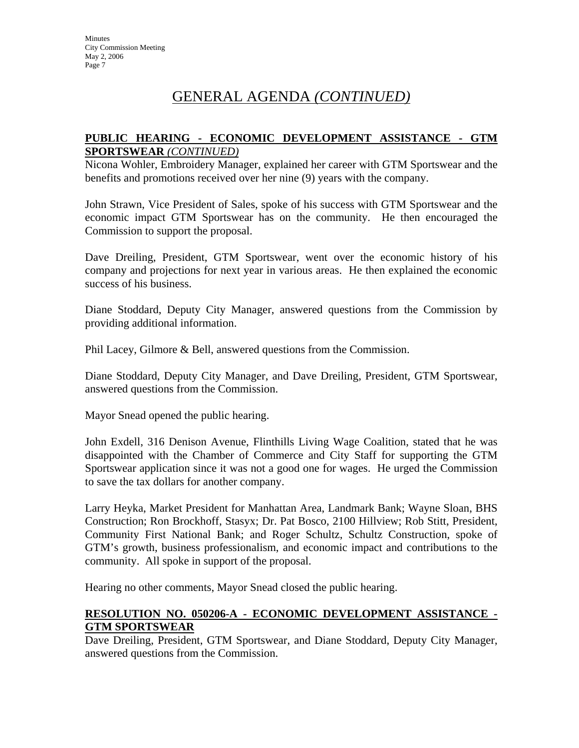# GENERAL AGENDA *(CONTINUED)*

**PUBLIC HEARING - ECONOMIC DEVELOPMENT ASSISTANCE - GTM SPORTSWEAR** *(CONTINUED)*

Nicona Wohler, Embroidery Manager, explained her career with GTM Sportswear and the benefits and promotions received over her nine (9) years with the company.

John Strawn, Vice President of Sales, spoke of his success with GTM Sportswear and the economic impact GTM Sportswear has on the community. He then encouraged the Commission to support the proposal.

Dave Dreiling, President, GTM Sportswear, went over the economic history of his company and projections for next year in various areas. He then explained the economic success of his business.

Diane Stoddard, Deputy City Manager, answered questions from the Commission by providing additional information.

Phil Lacey, Gilmore & Bell, answered questions from the Commission.

Diane Stoddard, Deputy City Manager, and Dave Dreiling, President, GTM Sportswear, answered questions from the Commission.

Mayor Snead opened the public hearing.

John Exdell, 316 Denison Avenue, Flinthills Living Wage Coalition, stated that he was disappointed with the Chamber of Commerce and City Staff for supporting the GTM Sportswear application since it was not a good one for wages. He urged the Commission to save the tax dollars for another company.

Larry Heyka, Market President for Manhattan Area, Landmark Bank; Wayne Sloan, BHS Construction; Ron Brockhoff, Stasyx; Dr. Pat Bosco, 2100 Hillview; Rob Stitt, President, Community First National Bank; and Roger Schultz, Schultz Construction, spoke of GTM's growth, business professionalism, and economic impact and contributions to the community. All spoke in support of the proposal.

Hearing no other comments, Mayor Snead closed the public hearing.

**RESOLUTION NO. 050206-A - ECONOMIC DEVELOPMENT ASSISTANCE - GTM SPORTSWEAR**

Dave Dreiling, President, GTM Sportswear, and Diane Stoddard, Deputy City Manager, answered questions from the Commission.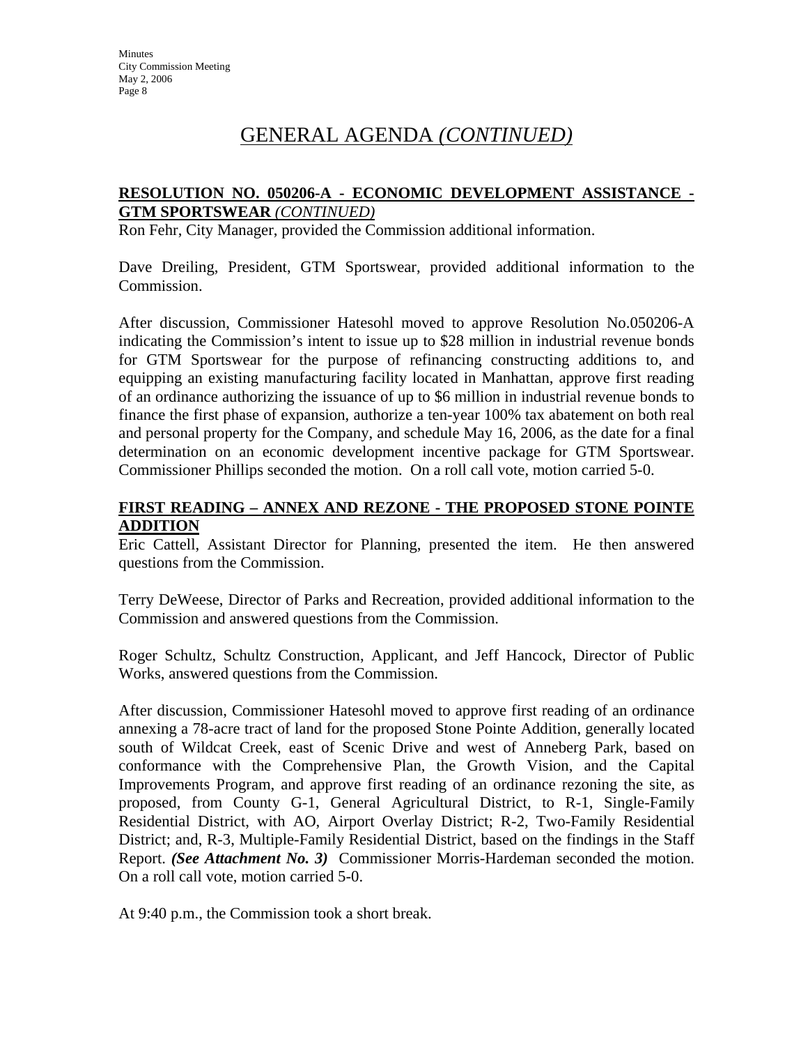# GENERAL AGENDA *(CONTINUED)*

**RESOLUTION NO. 050206-A - ECONOMIC DEVELOPMENT ASSISTANCE - GTM SPORTSWEAR *(CONTINUED)***

Ron Fehr, City Manager, provided the Commission additional information.

Dave Dreiling, President, GTM Sportswear, provided additional information to the Commission.

After discussion, Commissioner Hatesohl moved to approve Resolution No.050206-A indicating the Commission's intent to issue up to $28 million in industrial revenue bonds for GTM Sportswear for the purpose of refinancing constructing additions to, and equipping an existing manufacturing facility located in Manhattan, approve first reading of an ordinance authorizing the issuance of up to $6 million in industrial revenue bonds to finance the first phase of expansion, authorize a ten-year 100% tax abatement on both real and personal property for the Company, and schedule May 16, 2006, as the date for a final determination on an economic development incentive package for GTM Sportswear. Commissioner Phillips seconded the motion. On a roll call vote, motion carried 5-0.

**FIRST READING – ANNEX AND REZONE - THE PROPOSED STONE POINTE ADDITION**

Eric Cattell, Assistant Director for Planning, presented the item. He then answered questions from the Commission.

Terry DeWeese, Director of Parks and Recreation, provided additional information to the Commission and answered questions from the Commission.

Roger Schultz, Schultz Construction, Applicant, and Jeff Hancock, Director of Public Works, answered questions from the Commission.

After discussion, Commissioner Hatesohl moved to approve first reading of an ordinance annexing a 78-acre tract of land for the proposed Stone Pointe Addition, generally located south of Wildcat Creek, east of Scenic Drive and west of Anneberg Park, based on conformance with the Comprehensive Plan, the Growth Vision, and the Capital Improvements Program, and approve first reading of an ordinance rezoning the site, as proposed, from County G-1, General Agricultural District, to R-1, Single-Family Residential District, with AO, Airport Overlay District; R-2, Two-Family Residential District; and, R-3, Multiple-Family Residential District, based on the findings in the Staff Report. ***(See Attachment No. 3)*** Commissioner Morris-Hardeman seconded the motion. On a roll call vote, motion carried 5-0.

At 9:40 p.m., the Commission took a short break.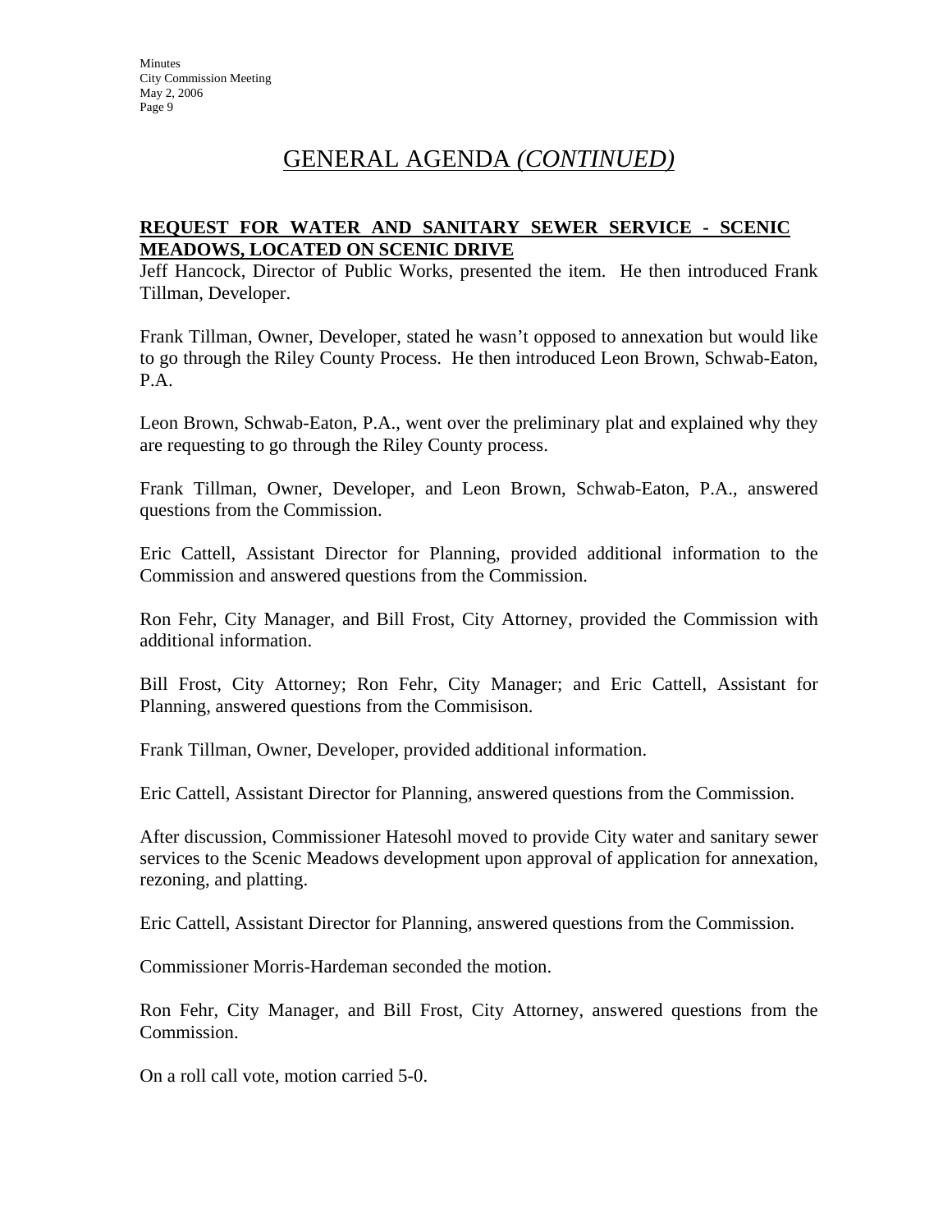# GENERAL AGENDA *(CONTINUED)*

**REQUEST FOR WATER AND SANITARY SEWER SERVICE - SCENIC MEADOWS, LOCATED ON SCENIC DRIVE**

Jeff Hancock, Director of Public Works, presented the item. He then introduced Frank Tillman, Developer.

Frank Tillman, Owner, Developer, stated he wasn't opposed to annexation but would like to go through the Riley County Process. He then introduced Leon Brown, Schwab-Eaton, P.A.

Leon Brown, Schwab-Eaton, P.A., went over the preliminary plat and explained why they are requesting to go through the Riley County process.

Frank Tillman, Owner, Developer, and Leon Brown, Schwab-Eaton, P.A., answered questions from the Commission.

Eric Cattell, Assistant Director for Planning, provided additional information to the Commission and answered questions from the Commission.

Ron Fehr, City Manager, and Bill Frost, City Attorney, provided the Commission with additional information.

Bill Frost, City Attorney; Ron Fehr, City Manager; and Eric Cattell, Assistant for Planning, answered questions from the Commisison.

Frank Tillman, Owner, Developer, provided additional information.

Eric Cattell, Assistant Director for Planning, answered questions from the Commission.

After discussion, Commissioner Hatesohl moved to provide City water and sanitary sewer services to the Scenic Meadows development upon approval of application for annexation, rezoning, and platting.

Eric Cattell, Assistant Director for Planning, answered questions from the Commission.

Commissioner Morris-Hardeman seconded the motion.

Ron Fehr, City Manager, and Bill Frost, City Attorney, answered questions from the Commission.

On a roll call vote, motion carried 5-0.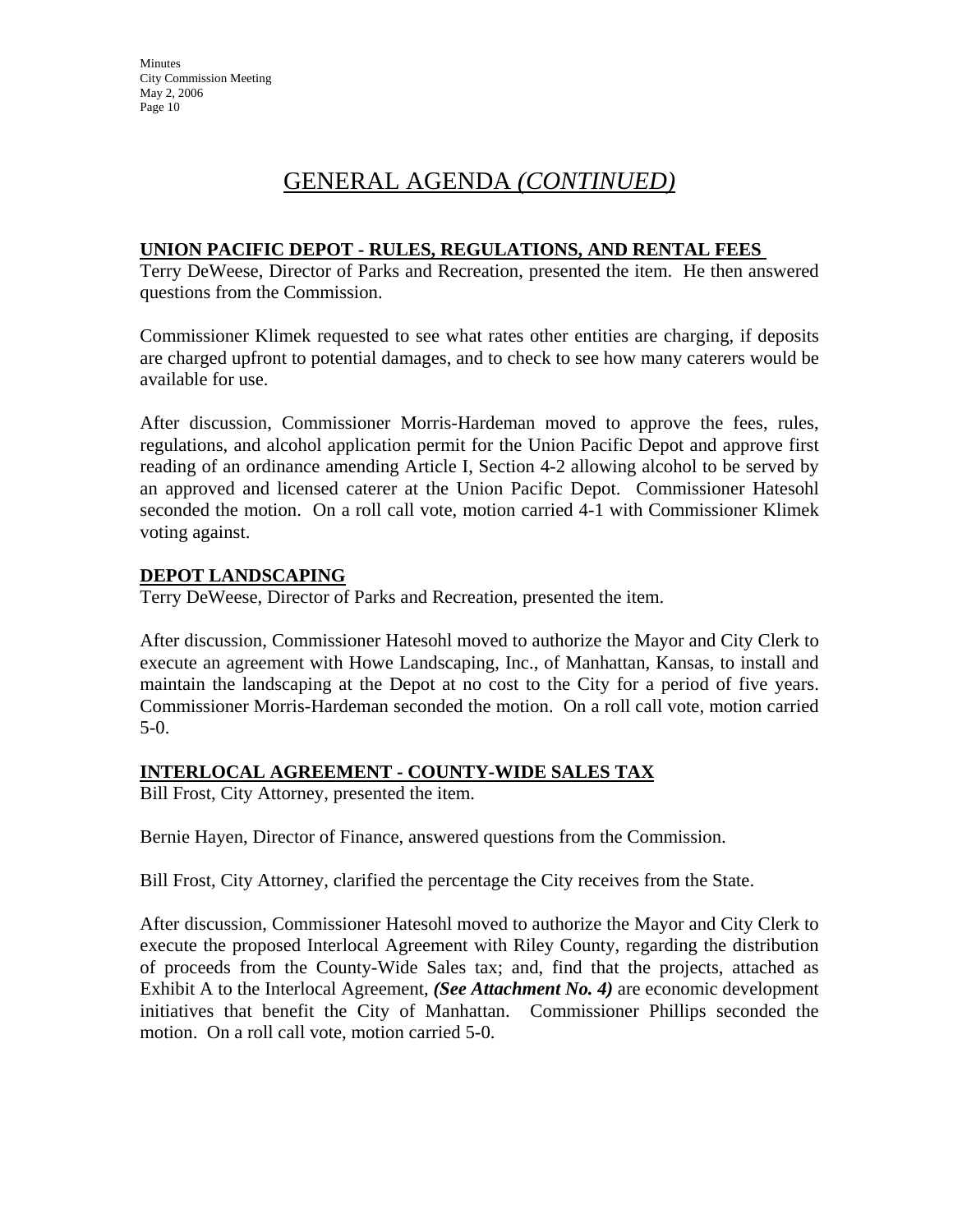# GENERAL AGENDA *(CONTINUED)*

## UNION PACIFIC DEPOT - RULES, REGULATIONS, AND RENTAL FEES

Terry DeWeese, Director of Parks and Recreation, presented the item. He then answered questions from the Commission.

Commissioner Klimek requested to see what rates other entities are charging, if deposits are charged upfront to potential damages, and to check to see how many caterers would be available for use.

After discussion, Commissioner Morris-Hardeman moved to approve the fees, rules, regulations, and alcohol application permit for the Union Pacific Depot and approve first reading of an ordinance amending Article I, Section 4-2 allowing alcohol to be served by an approved and licensed caterer at the Union Pacific Depot. Commissioner Hatesohl seconded the motion. On a roll call vote, motion carried 4-1 with Commissioner Klimek voting against.

## DEPOT LANDSCAPING

Terry DeWeese, Director of Parks and Recreation, presented the item.

After discussion, Commissioner Hatesohl moved to authorize the Mayor and City Clerk to execute an agreement with Howe Landscaping, Inc., of Manhattan, Kansas, to install and maintain the landscaping at the Depot at no cost to the City for a period of five years. Commissioner Morris-Hardeman seconded the motion. On a roll call vote, motion carried 5-0.

## INTERLOCAL AGREEMENT - COUNTY-WIDE SALES TAX

Bill Frost, City Attorney, presented the item.

Bernie Hayen, Director of Finance, answered questions from the Commission.

Bill Frost, City Attorney, clarified the percentage the City receives from the State.

After discussion, Commissioner Hatesohl moved to authorize the Mayor and City Clerk to execute the proposed Interlocal Agreement with Riley County, regarding the distribution of proceeds from the County-Wide Sales tax; and, find that the projects, attached as Exhibit A to the Interlocal Agreement, ***(See Attachment No. 4)*** are economic development initiatives that benefit the City of Manhattan. Commissioner Phillips seconded the motion. On a roll call vote, motion carried 5-0.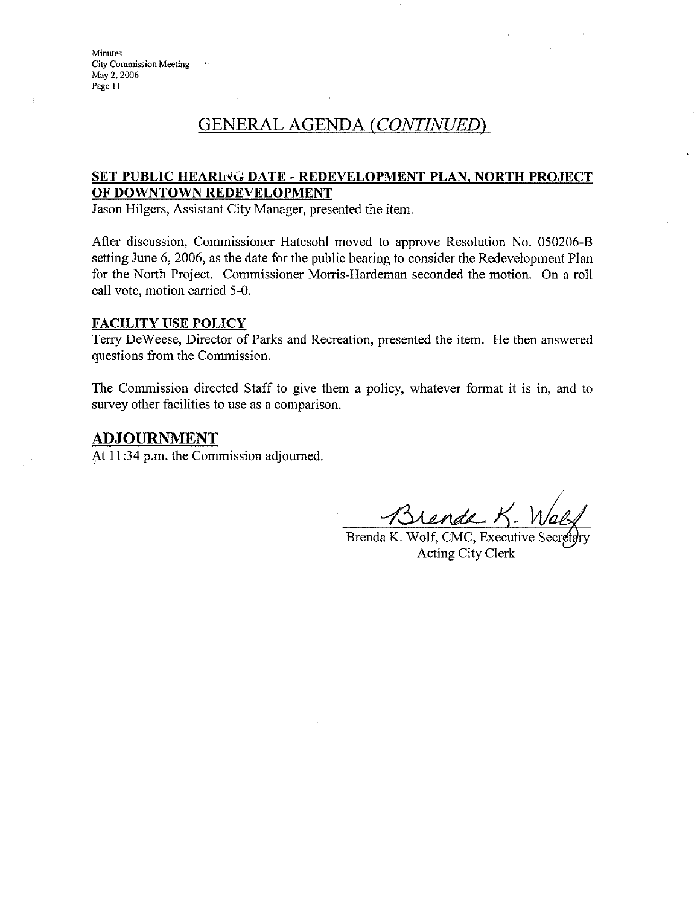## GENERAL AGENDA *(CONTINUED)*

**SET PUBLIC HEARING DATE - REDEVELOPMENT PLAN, NORTH PROJECT OF DOWNTOWN REDEVELOPMENT**

Jason Hilgers, Assistant City Manager, presented the item.

After discussion, Commissioner Hatesohl moved to approve Resolution No. 050206-B setting June 6, 2006, as the date for the public hearing to consider the Redevelopment Plan for the North Project. Commissioner Morris-Hardeman seconded the motion. On a roll call vote, motion carried 5-0.

**FACILITY USE POLICY**

Terry DeWeese, Director of Parks and Recreation, presented the item. He then answered questions from the Commission.

The Commission directed Staff to give them a policy, whatever format it is in, and to survey other facilities to use as a comparison.

## ADJOURNMENT

At 11:34 p.m. the Commission adjourned.

Brenda K. Wolf

Brenda K. Wolf, CMC, Executive Secretary
Acting City Clerk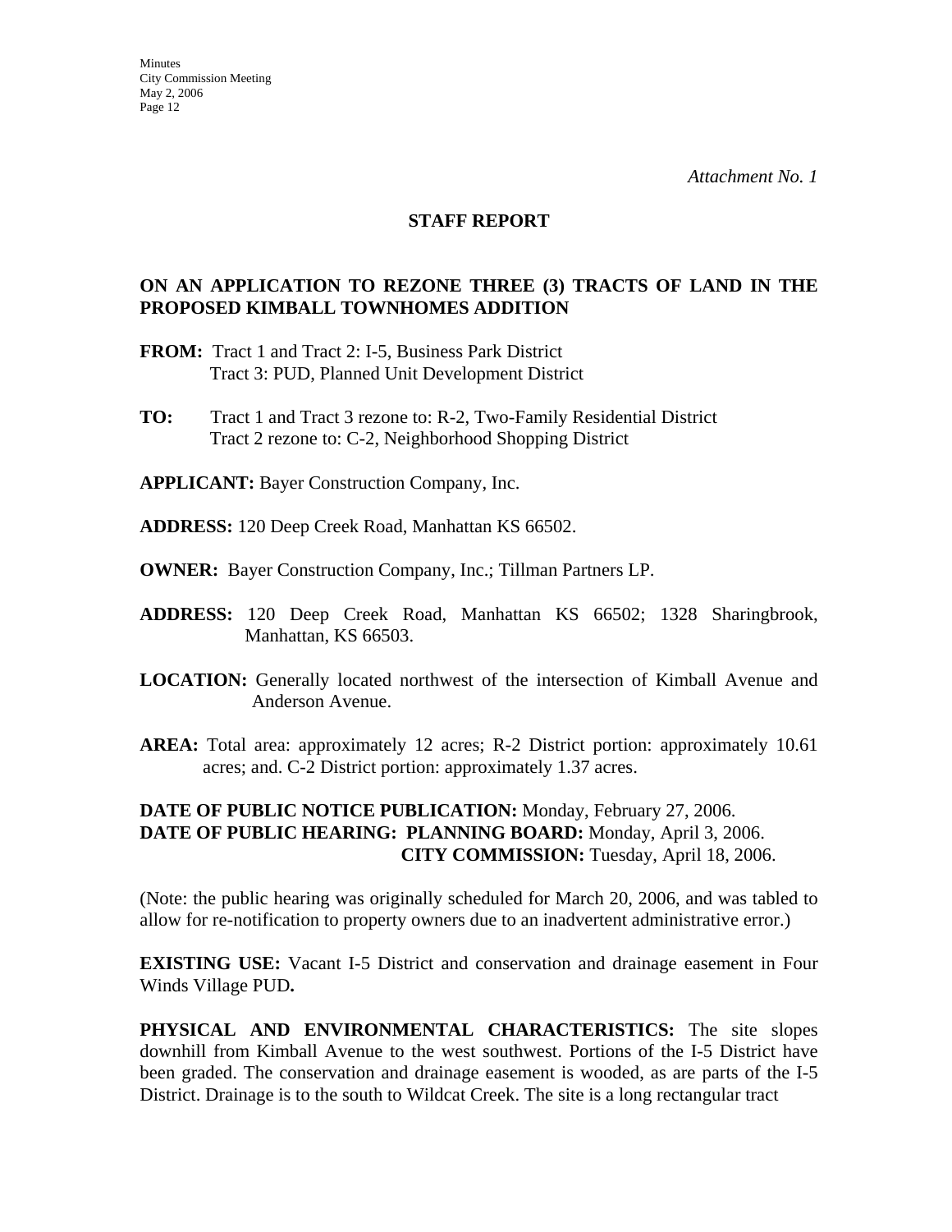*Attachment No. 1*

## STAFF REPORT

### ON AN APPLICATION TO REZONE THREE (3) TRACTS OF LAND IN THE PROPOSED KIMBALL TOWNHOMES ADDITION

**FROM:** Tract 1 and Tract 2: I-5, Business Park District
Tract 3: PUD, Planned Unit Development District

**TO:** Tract 1 and Tract 3 rezone to: R-2, Two-Family Residential District
Tract 2 rezone to: C-2, Neighborhood Shopping District

**APPLICANT:** Bayer Construction Company, Inc.

**ADDRESS:** 120 Deep Creek Road, Manhattan KS 66502.

**OWNER:** Bayer Construction Company, Inc.; Tillman Partners LP.

**ADDRESS:** 120 Deep Creek Road, Manhattan KS 66502; 1328 Sharingbrook, Manhattan, KS 66503.

**LOCATION:** Generally located northwest of the intersection of Kimball Avenue and Anderson Avenue.

**AREA:** Total area: approximately 12 acres; R-2 District portion: approximately 10.61 acres; and. C-2 District portion: approximately 1.37 acres.

**DATE OF PUBLIC NOTICE PUBLICATION:** Monday, February 27, 2006.
**DATE OF PUBLIC HEARING: PLANNING BOARD:** Monday, April 3, 2006.
**CITY COMMISSION:** Tuesday, April 18, 2006.

(Note: the public hearing was originally scheduled for March 20, 2006, and was tabled to allow for re-notification to property owners due to an inadvertent administrative error.)

**EXISTING USE:** Vacant I-5 District and conservation and drainage easement in Four Winds Village PUD**.**

**PHYSICAL AND ENVIRONMENTAL CHARACTERISTICS:** The site slopes downhill from Kimball Avenue to the west southwest. Portions of the I-5 District have been graded. The conservation and drainage easement is wooded, as are parts of the I-5 District. Drainage is to the south to Wildcat Creek. The site is a long rectangular tract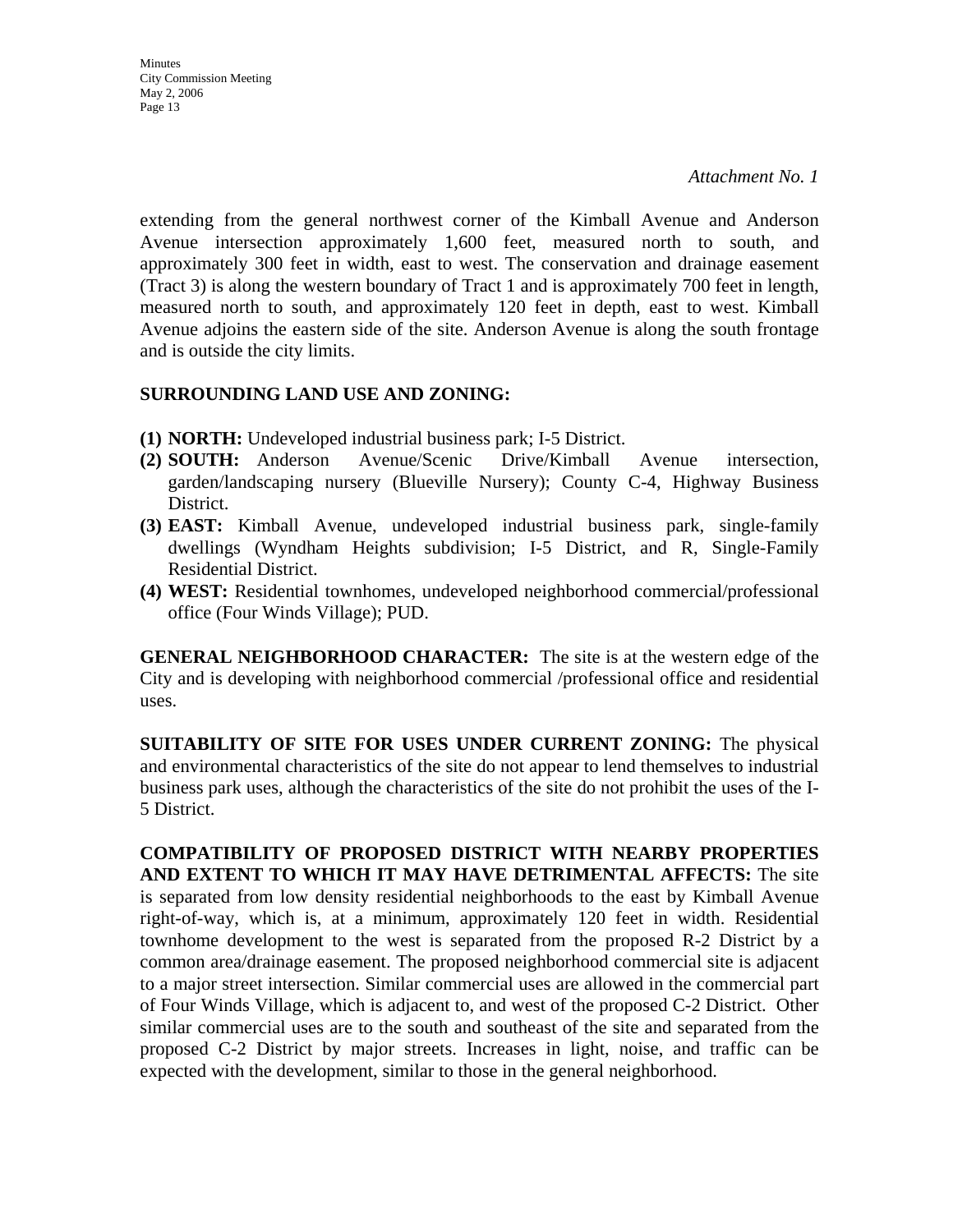*Attachment No. 1*

extending from the general northwest corner of the Kimball Avenue and Anderson Avenue intersection approximately 1,600 feet, measured north to south, and approximately 300 feet in width, east to west. The conservation and drainage easement (Tract 3) is along the western boundary of Tract 1 and is approximately 700 feet in length, measured north to south, and approximately 120 feet in depth, east to west. Kimball Avenue adjoins the eastern side of the site. Anderson Avenue is along the south frontage and is outside the city limits.

**SURROUNDING LAND USE AND ZONING:**

**(1) NORTH:** Undeveloped industrial business park; I-5 District.
**(2) SOUTH:** Anderson Avenue/Scenic Drive/Kimball Avenue intersection, garden/landscaping nursery (Blueville Nursery); County C-4, Highway Business District.
**(3) EAST:** Kimball Avenue, undeveloped industrial business park, single-family dwellings (Wyndham Heights subdivision; I-5 District, and R, Single-Family Residential District.
**(4) WEST:** Residential townhomes, undeveloped neighborhood commercial/professional office (Four Winds Village); PUD.

**GENERAL NEIGHBORHOOD CHARACTER:** The site is at the western edge of the City and is developing with neighborhood commercial /professional office and residential uses.

**SUITABILITY OF SITE FOR USES UNDER CURRENT ZONING:** The physical and environmental characteristics of the site do not appear to lend themselves to industrial business park uses, although the characteristics of the site do not prohibit the uses of the I-5 District.

**COMPATIBILITY OF PROPOSED DISTRICT WITH NEARBY PROPERTIES AND EXTENT TO WHICH IT MAY HAVE DETRIMENTAL AFFECTS:** The site is separated from low density residential neighborhoods to the east by Kimball Avenue right-of-way, which is, at a minimum, approximately 120 feet in width. Residential townhome development to the west is separated from the proposed R-2 District by a common area/drainage easement. The proposed neighborhood commercial site is adjacent to a major street intersection. Similar commercial uses are allowed in the commercial part of Four Winds Village, which is adjacent to, and west of the proposed C-2 District. Other similar commercial uses are to the south and southeast of the site and separated from the proposed C-2 District by major streets. Increases in light, noise, and traffic can be expected with the development, similar to those in the general neighborhood.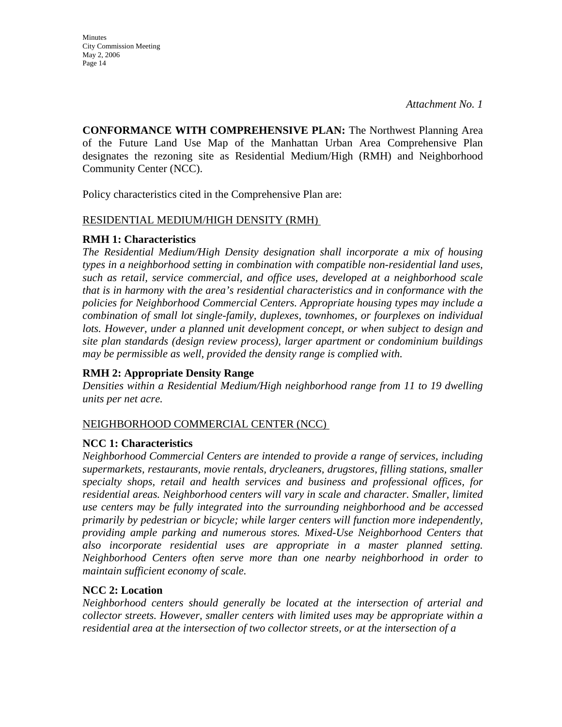*Attachment No. 1*

**CONFORMANCE WITH COMPREHENSIVE PLAN:** The Northwest Planning Area of the Future Land Use Map of the Manhattan Urban Area Comprehensive Plan designates the rezoning site as Residential Medium/High (RMH) and Neighborhood Community Center (NCC).

Policy characteristics cited in the Comprehensive Plan are:

RESIDENTIAL MEDIUM/HIGH DENSITY (RMH)

**RMH 1: Characteristics**

*The Residential Medium/High Density designation shall incorporate a mix of housing types in a neighborhood setting in combination with compatible non-residential land uses, such as retail, service commercial, and office uses, developed at a neighborhood scale that is in harmony with the area's residential characteristics and in conformance with the policies for Neighborhood Commercial Centers. Appropriate housing types may include a combination of small lot single-family, duplexes, townhomes, or fourplexes on individual lots. However, under a planned unit development concept, or when subject to design and site plan standards (design review process), larger apartment or condominium buildings may be permissible as well, provided the density range is complied with.*

**RMH 2: Appropriate Density Range**

*Densities within a Residential Medium/High neighborhood range from 11 to 19 dwelling units per net acre.*

NEIGHBORHOOD COMMERCIAL CENTER (NCC)

**NCC 1: Characteristics**

*Neighborhood Commercial Centers are intended to provide a range of services, including supermarkets, restaurants, movie rentals, drycleaners, drugstores, filling stations, smaller specialty shops, retail and health services and business and professional offices, for residential areas. Neighborhood centers will vary in scale and character. Smaller, limited use centers may be fully integrated into the surrounding neighborhood and be accessed primarily by pedestrian or bicycle; while larger centers will function more independently, providing ample parking and numerous stores. Mixed-Use Neighborhood Centers that also incorporate residential uses are appropriate in a master planned setting. Neighborhood Centers often serve more than one nearby neighborhood in order to maintain sufficient economy of scale.*

**NCC 2: Location**

*Neighborhood centers should generally be located at the intersection of arterial and collector streets. However, smaller centers with limited uses may be appropriate within a residential area at the intersection of two collector streets, or at the intersection of a*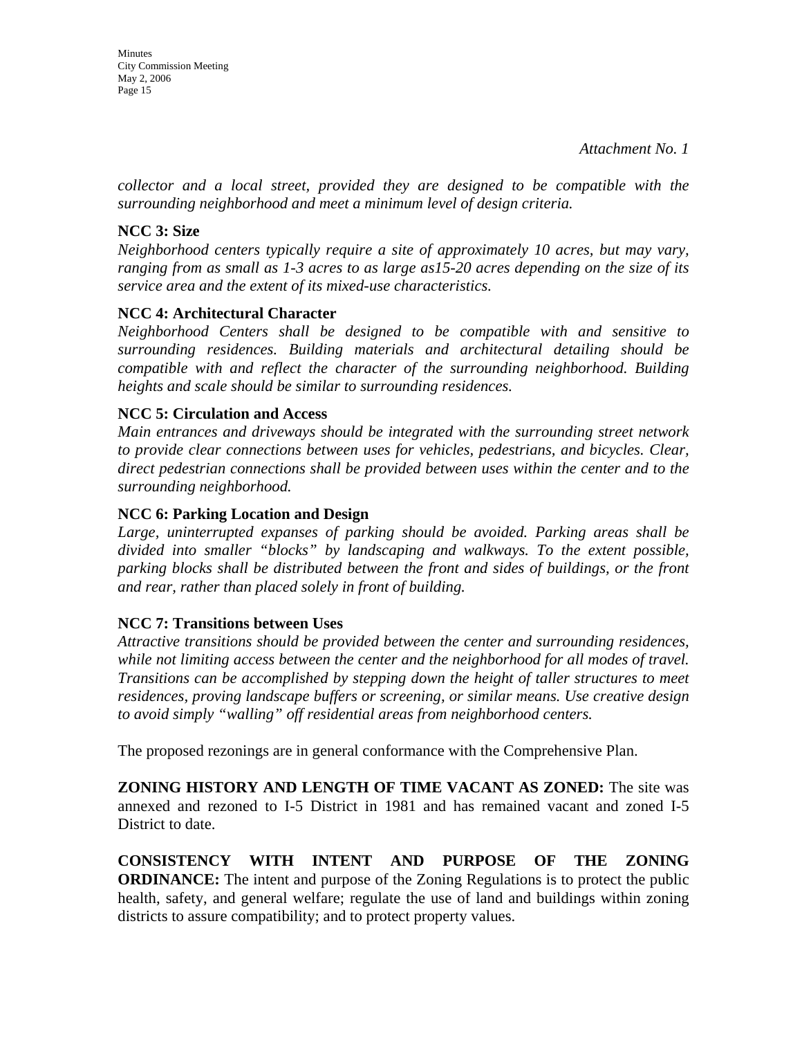*Attachment No. 1*

*collector and a local street, provided they are designed to be compatible with the surrounding neighborhood and meet a minimum level of design criteria.*

**NCC 3: Size**
*Neighborhood centers typically require a site of approximately 10 acres, but may vary, ranging from as small as 1-3 acres to as large as15-20 acres depending on the size of its service area and the extent of its mixed-use characteristics.*

**NCC 4: Architectural Character**
*Neighborhood Centers shall be designed to be compatible with and sensitive to surrounding residences. Building materials and architectural detailing should be compatible with and reflect the character of the surrounding neighborhood. Building heights and scale should be similar to surrounding residences.*

**NCC 5: Circulation and Access**
*Main entrances and driveways should be integrated with the surrounding street network to provide clear connections between uses for vehicles, pedestrians, and bicycles. Clear, direct pedestrian connections shall be provided between uses within the center and to the surrounding neighborhood.*

**NCC 6: Parking Location and Design**
*Large, uninterrupted expanses of parking should be avoided. Parking areas shall be divided into smaller "blocks" by landscaping and walkways. To the extent possible, parking blocks shall be distributed between the front and sides of buildings, or the front and rear, rather than placed solely in front of building.*

**NCC 7: Transitions between Uses**
*Attractive transitions should be provided between the center and surrounding residences, while not limiting access between the center and the neighborhood for all modes of travel. Transitions can be accomplished by stepping down the height of taller structures to meet residences, proving landscape buffers or screening, or similar means. Use creative design to avoid simply "walling" off residential areas from neighborhood centers.*

The proposed rezonings are in general conformance with the Comprehensive Plan.

**ZONING HISTORY AND LENGTH OF TIME VACANT AS ZONED:** The site was annexed and rezoned to I-5 District in 1981 and has remained vacant and zoned I-5 District to date.

**CONSISTENCY WITH INTENT AND PURPOSE OF THE ZONING ORDINANCE:** The intent and purpose of the Zoning Regulations is to protect the public health, safety, and general welfare; regulate the use of land and buildings within zoning districts to assure compatibility; and to protect property values.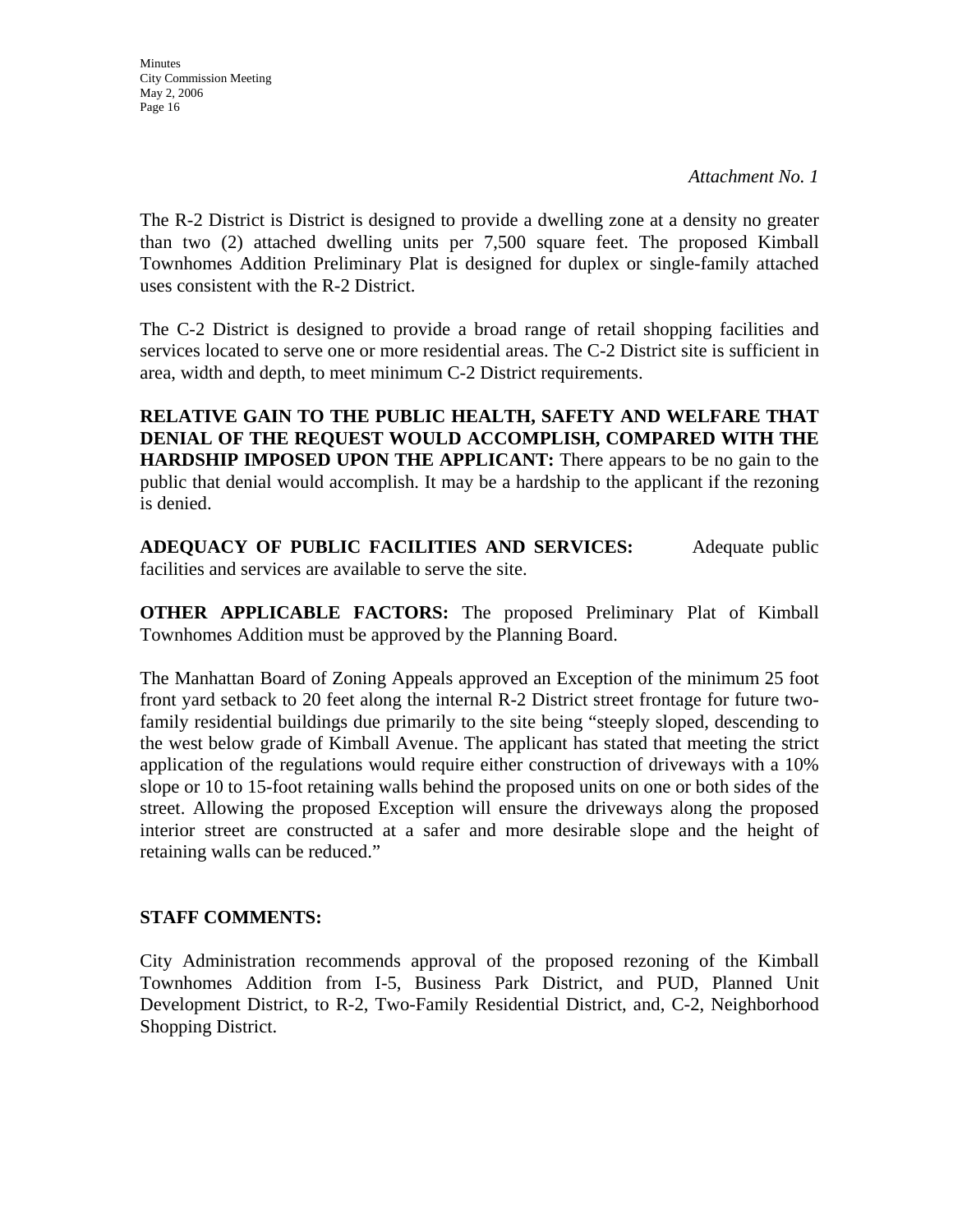*Attachment No. 1*

The R-2 District is District is designed to provide a dwelling zone at a density no greater than two (2) attached dwelling units per 7,500 square feet. The proposed Kimball Townhomes Addition Preliminary Plat is designed for duplex or single-family attached uses consistent with the R-2 District.

The C-2 District is designed to provide a broad range of retail shopping facilities and services located to serve one or more residential areas. The C-2 District site is sufficient in area, width and depth, to meet minimum C-2 District requirements.

**RELATIVE GAIN TO THE PUBLIC HEALTH, SAFETY AND WELFARE THAT DENIAL OF THE REQUEST WOULD ACCOMPLISH, COMPARED WITH THE HARDSHIP IMPOSED UPON THE APPLICANT:** There appears to be no gain to the public that denial would accomplish. It may be a hardship to the applicant if the rezoning is denied.

**ADEQUACY OF PUBLIC FACILITIES AND SERVICES:** Adequate public facilities and services are available to serve the site.

**OTHER APPLICABLE FACTORS:** The proposed Preliminary Plat of Kimball Townhomes Addition must be approved by the Planning Board.

The Manhattan Board of Zoning Appeals approved an Exception of the minimum 25 foot front yard setback to 20 feet along the internal R-2 District street frontage for future two-family residential buildings due primarily to the site being "steeply sloped, descending to the west below grade of Kimball Avenue. The applicant has stated that meeting the strict application of the regulations would require either construction of driveways with a 10% slope or 10 to 15-foot retaining walls behind the proposed units on one or both sides of the street. Allowing the proposed Exception will ensure the driveways along the proposed interior street are constructed at a safer and more desirable slope and the height of retaining walls can be reduced."

**STAFF COMMENTS:**

City Administration recommends approval of the proposed rezoning of the Kimball Townhomes Addition from I-5, Business Park District, and PUD, Planned Unit Development District, to R-2, Two-Family Residential District, and, C-2, Neighborhood Shopping District.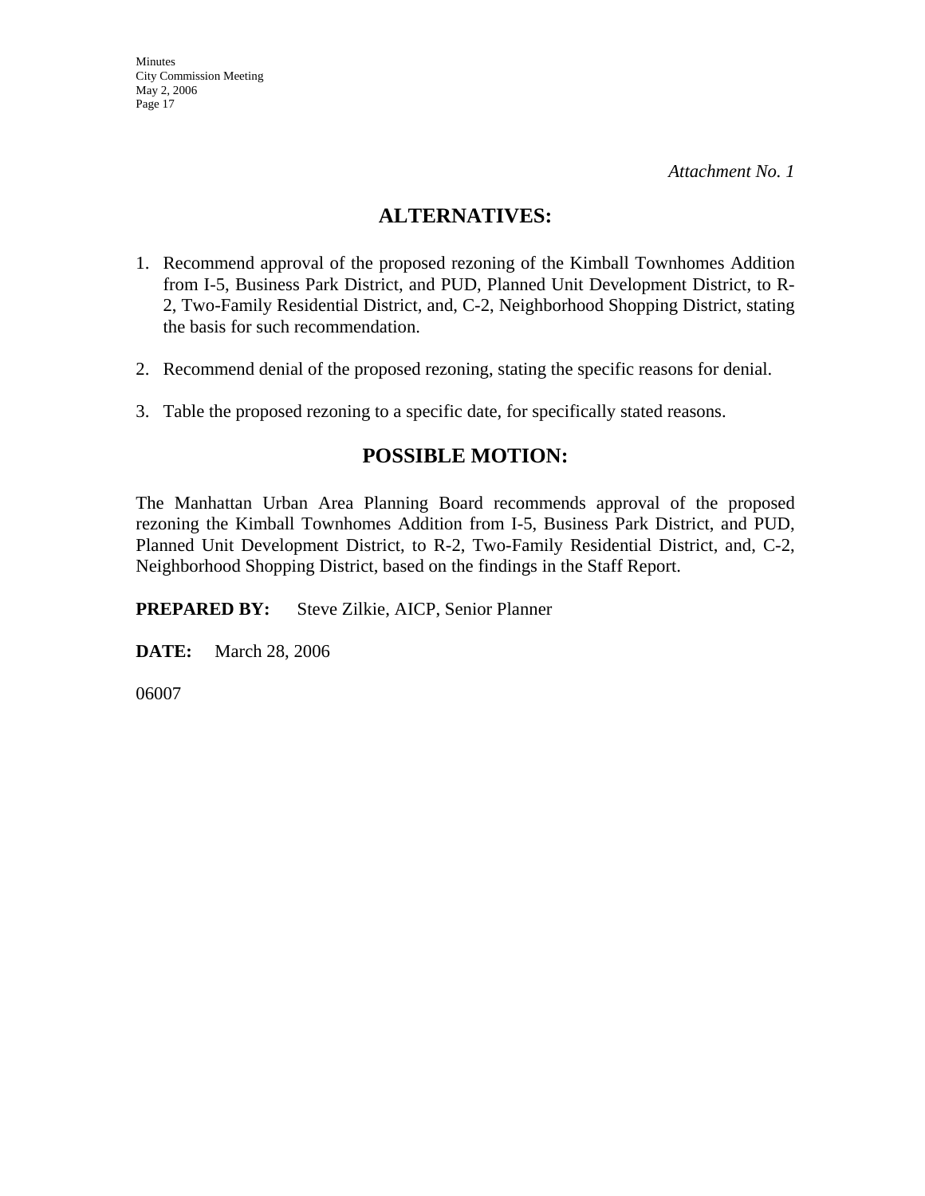*Attachment No. 1*

## ALTERNATIVES:

1. Recommend approval of the proposed rezoning of the Kimball Townhomes Addition from I-5, Business Park District, and PUD, Planned Unit Development District, to R-2, Two-Family Residential District, and, C-2, Neighborhood Shopping District, stating the basis for such recommendation.

2. Recommend denial of the proposed rezoning, stating the specific reasons for denial.

3. Table the proposed rezoning to a specific date, for specifically stated reasons.

## POSSIBLE MOTION:

The Manhattan Urban Area Planning Board recommends approval of the proposed rezoning the Kimball Townhomes Addition from I-5, Business Park District, and PUD, Planned Unit Development District, to R-2, Two-Family Residential District, and, C-2, Neighborhood Shopping District, based on the findings in the Staff Report.

**PREPARED BY:** Steve Zilkie, AICP, Senior Planner

**DATE:** March 28, 2006

06007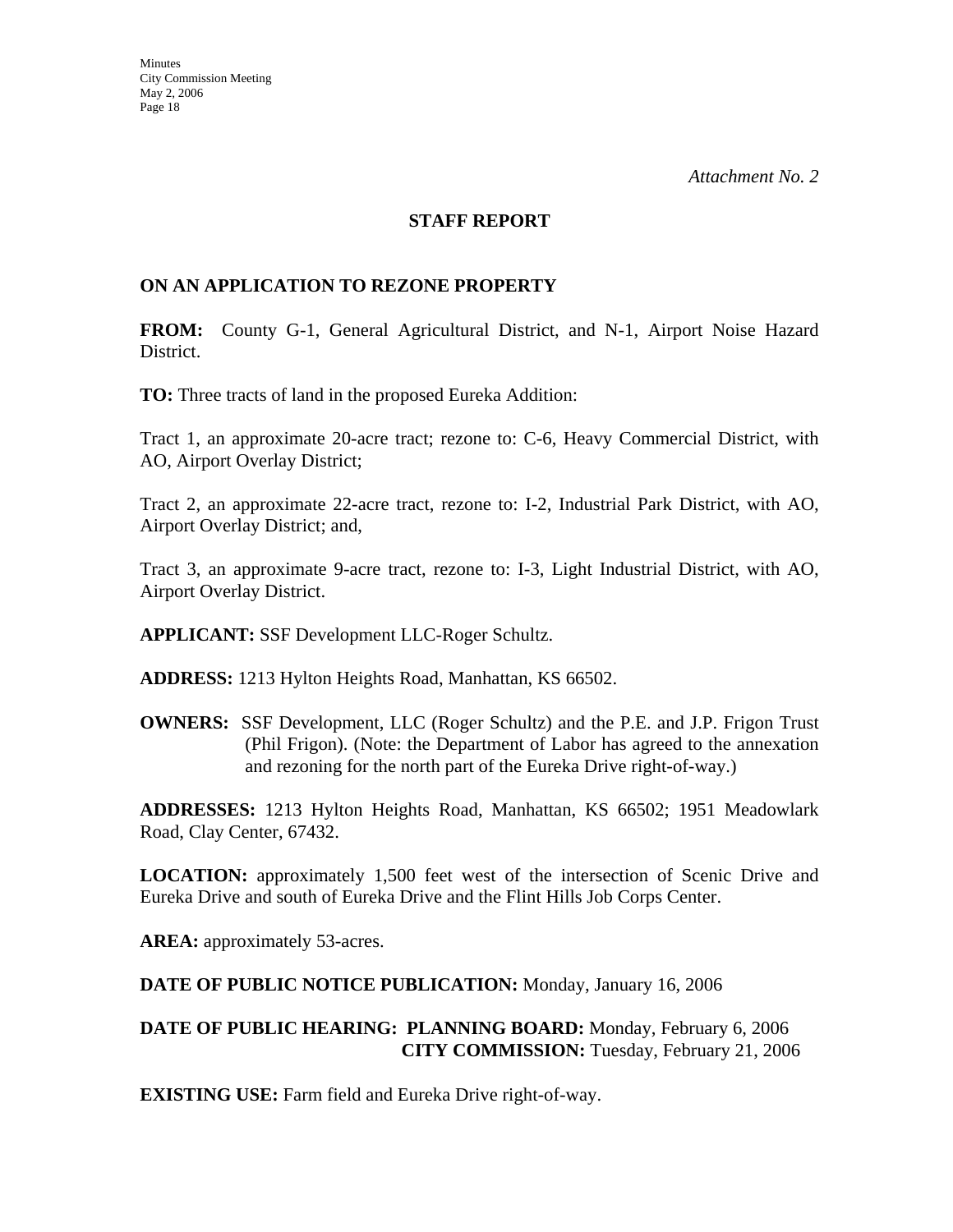*Attachment No. 2*

## STAFF REPORT

### ON AN APPLICATION TO REZONE PROPERTY

**FROM:** County G-1, General Agricultural District, and N-1, Airport Noise Hazard District.

**TO:** Three tracts of land in the proposed Eureka Addition:

Tract 1, an approximate 20-acre tract; rezone to: C-6, Heavy Commercial District, with AO, Airport Overlay District;

Tract 2, an approximate 22-acre tract, rezone to: I-2, Industrial Park District, with AO, Airport Overlay District; and,

Tract 3, an approximate 9-acre tract, rezone to: I-3, Light Industrial District, with AO, Airport Overlay District.

**APPLICANT:** SSF Development LLC-Roger Schultz.

**ADDRESS:** 1213 Hylton Heights Road, Manhattan, KS 66502.

**OWNERS:** SSF Development, LLC (Roger Schultz) and the P.E. and J.P. Frigon Trust (Phil Frigon). (Note: the Department of Labor has agreed to the annexation and rezoning for the north part of the Eureka Drive right-of-way.)

**ADDRESSES:** 1213 Hylton Heights Road, Manhattan, KS 66502; 1951 Meadowlark Road, Clay Center, 67432.

**LOCATION:** approximately 1,500 feet west of the intersection of Scenic Drive and Eureka Drive and south of Eureka Drive and the Flint Hills Job Corps Center.

**AREA:** approximately 53-acres.

**DATE OF PUBLIC NOTICE PUBLICATION:** Monday, January 16, 2006

**DATE OF PUBLIC HEARING: PLANNING BOARD:** Monday, February 6, 2006
**CITY COMMISSION:** Tuesday, February 21, 2006

**EXISTING USE:** Farm field and Eureka Drive right-of-way.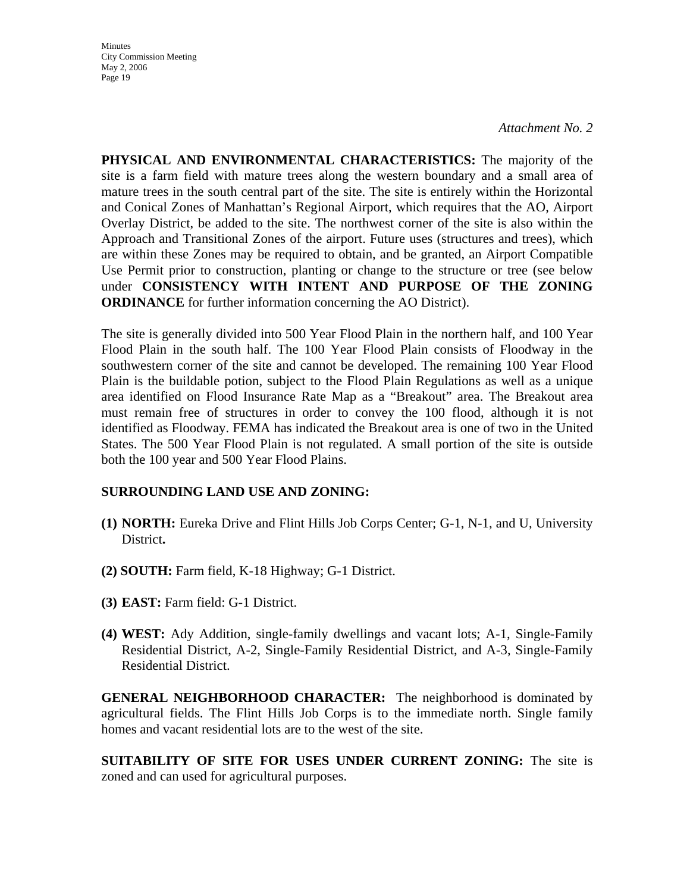*Attachment No. 2*

**PHYSICAL AND ENVIRONMENTAL CHARACTERISTICS:** The majority of the site is a farm field with mature trees along the western boundary and a small area of mature trees in the south central part of the site. The site is entirely within the Horizontal and Conical Zones of Manhattan's Regional Airport, which requires that the AO, Airport Overlay District, be added to the site. The northwest corner of the site is also within the Approach and Transitional Zones of the airport. Future uses (structures and trees), which are within these Zones may be required to obtain, and be granted, an Airport Compatible Use Permit prior to construction, planting or change to the structure or tree (see below under **CONSISTENCY WITH INTENT AND PURPOSE OF THE ZONING ORDINANCE** for further information concerning the AO District).

The site is generally divided into 500 Year Flood Plain in the northern half, and 100 Year Flood Plain in the south half. The 100 Year Flood Plain consists of Floodway in the southwestern corner of the site and cannot be developed. The remaining 100 Year Flood Plain is the buildable potion, subject to the Flood Plain Regulations as well as a unique area identified on Flood Insurance Rate Map as a "Breakout" area. The Breakout area must remain free of structures in order to convey the 100 flood, although it is not identified as Floodway. FEMA has indicated the Breakout area is one of two in the United States. The 500 Year Flood Plain is not regulated. A small portion of the site is outside both the 100 year and 500 Year Flood Plains.

**SURROUNDING LAND USE AND ZONING:**

**(1) NORTH:** Eureka Drive and Flint Hills Job Corps Center; G-1, N-1, and U, University District**.**

**(2) SOUTH:** Farm field, K-18 Highway; G-1 District.

**(3) EAST:** Farm field: G-1 District.

**(4) WEST:** Ady Addition, single-family dwellings and vacant lots; A-1, Single-Family Residential District, A-2, Single-Family Residential District, and A-3, Single-Family Residential District.

**GENERAL NEIGHBORHOOD CHARACTER:** The neighborhood is dominated by agricultural fields. The Flint Hills Job Corps is to the immediate north. Single family homes and vacant residential lots are to the west of the site.

**SUITABILITY OF SITE FOR USES UNDER CURRENT ZONING:** The site is zoned and can used for agricultural purposes.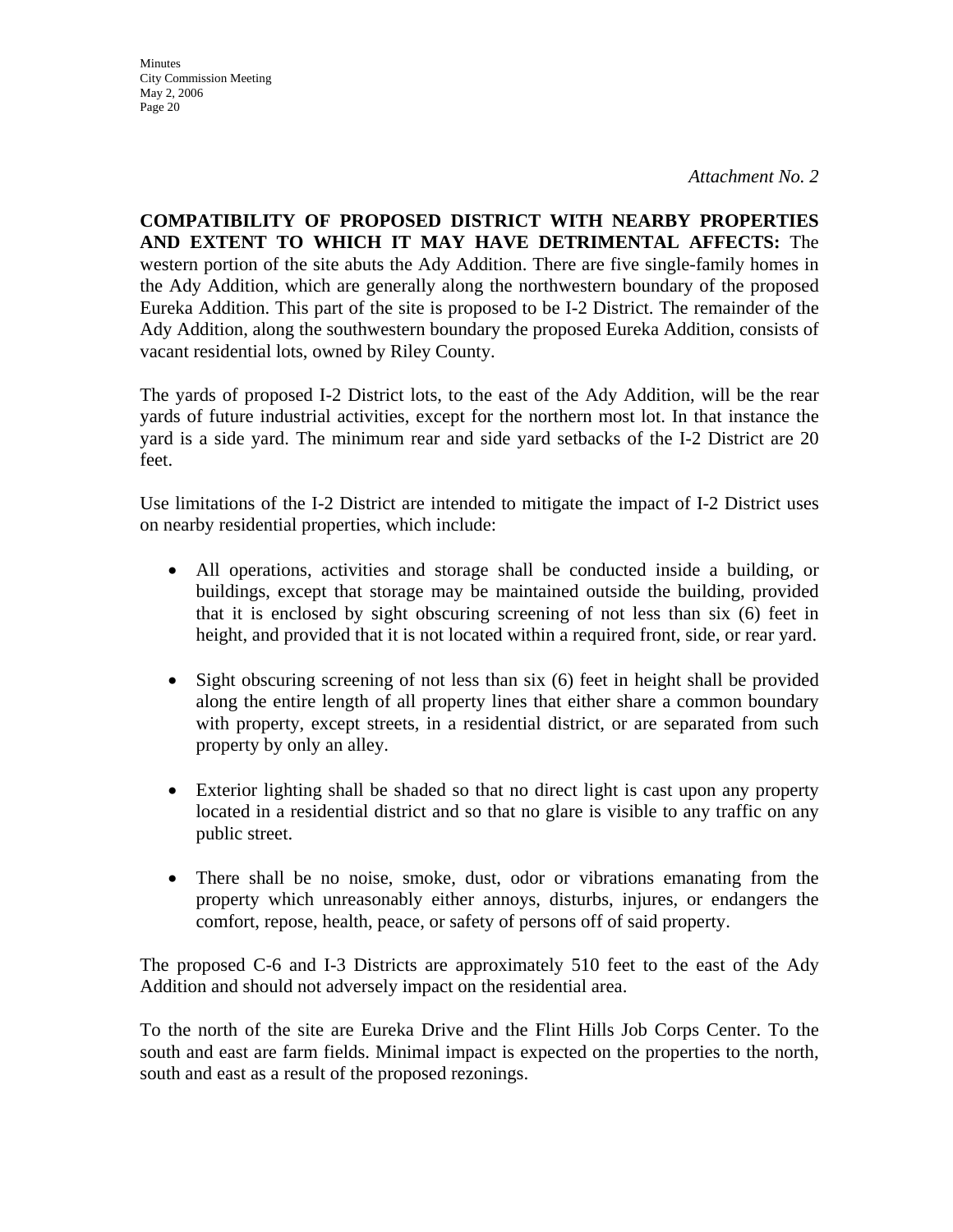*Attachment No. 2*

**COMPATIBILITY OF PROPOSED DISTRICT WITH NEARBY PROPERTIES AND EXTENT TO WHICH IT MAY HAVE DETRIMENTAL AFFECTS:** The western portion of the site abuts the Ady Addition. There are five single-family homes in the Ady Addition, which are generally along the northwestern boundary of the proposed Eureka Addition. This part of the site is proposed to be I-2 District. The remainder of the Ady Addition, along the southwestern boundary the proposed Eureka Addition, consists of vacant residential lots, owned by Riley County.

The yards of proposed I-2 District lots, to the east of the Ady Addition, will be the rear yards of future industrial activities, except for the northern most lot. In that instance the yard is a side yard. The minimum rear and side yard setbacks of the I-2 District are 20 feet.

Use limitations of the I-2 District are intended to mitigate the impact of I-2 District uses on nearby residential properties, which include:

- All operations, activities and storage shall be conducted inside a building, or buildings, except that storage may be maintained outside the building, provided that it is enclosed by sight obscuring screening of not less than six (6) feet in height, and provided that it is not located within a required front, side, or rear yard.

- Sight obscuring screening of not less than six (6) feet in height shall be provided along the entire length of all property lines that either share a common boundary with property, except streets, in a residential district, or are separated from such property by only an alley.

- Exterior lighting shall be shaded so that no direct light is cast upon any property located in a residential district and so that no glare is visible to any traffic on any public street.

- There shall be no noise, smoke, dust, odor or vibrations emanating from the property which unreasonably either annoys, disturbs, injures, or endangers the comfort, repose, health, peace, or safety of persons off of said property.

The proposed C-6 and I-3 Districts are approximately 510 feet to the east of the Ady Addition and should not adversely impact on the residential area.

To the north of the site are Eureka Drive and the Flint Hills Job Corps Center. To the south and east are farm fields. Minimal impact is expected on the properties to the north, south and east as a result of the proposed rezonings.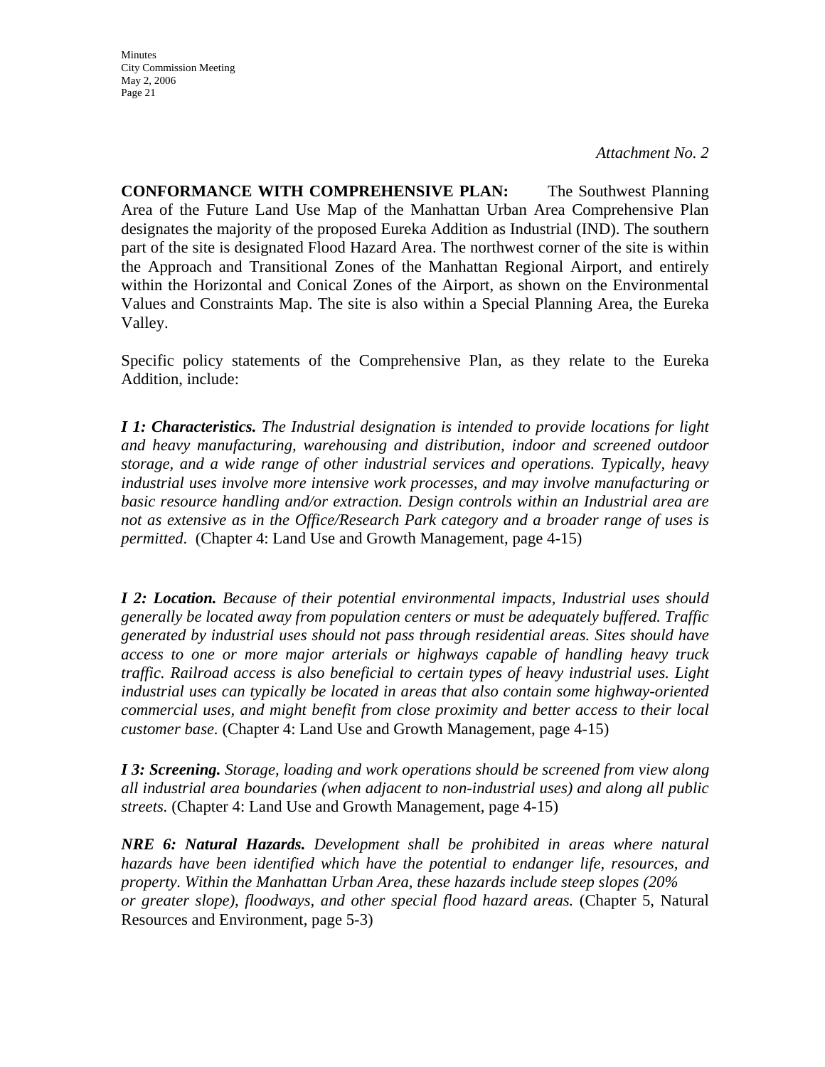*Attachment No. 2*

**CONFORMANCE WITH COMPREHENSIVE PLAN:** The Southwest Planning Area of the Future Land Use Map of the Manhattan Urban Area Comprehensive Plan designates the majority of the proposed Eureka Addition as Industrial (IND). The southern part of the site is designated Flood Hazard Area. The northwest corner of the site is within the Approach and Transitional Zones of the Manhattan Regional Airport, and entirely within the Horizontal and Conical Zones of the Airport, as shown on the Environmental Values and Constraints Map. The site is also within a Special Planning Area, the Eureka Valley.

Specific policy statements of the Comprehensive Plan, as they relate to the Eureka Addition, include:

***I 1: Characteristics.*** *The Industrial designation is intended to provide locations for light and heavy manufacturing, warehousing and distribution, indoor and screened outdoor storage, and a wide range of other industrial services and operations. Typically, heavy industrial uses involve more intensive work processes, and may involve manufacturing or basic resource handling and/or extraction. Design controls within an Industrial area are not as extensive as in the Office/Research Park category and a broader range of uses is permitted*. (Chapter 4: Land Use and Growth Management, page 4-15)

***I 2: Location.*** *Because of their potential environmental impacts, Industrial uses should generally be located away from population centers or must be adequately buffered. Traffic generated by industrial uses should not pass through residential areas. Sites should have access to one or more major arterials or highways capable of handling heavy truck traffic. Railroad access is also beneficial to certain types of heavy industrial uses. Light industrial uses can typically be located in areas that also contain some highway-oriented commercial uses, and might benefit from close proximity and better access to their local customer base.* (Chapter 4: Land Use and Growth Management, page 4-15)

***I 3: Screening.*** *Storage, loading and work operations should be screened from view along all industrial area boundaries (when adjacent to non-industrial uses) and along all public streets.* (Chapter 4: Land Use and Growth Management, page 4-15)

***NRE 6: Natural Hazards.*** *Development shall be prohibited in areas where natural hazards have been identified which have the potential to endanger life, resources, and property. Within the Manhattan Urban Area, these hazards include steep slopes (20% or greater slope), floodways, and other special flood hazard areas.* (Chapter 5, Natural Resources and Environment, page 5-3)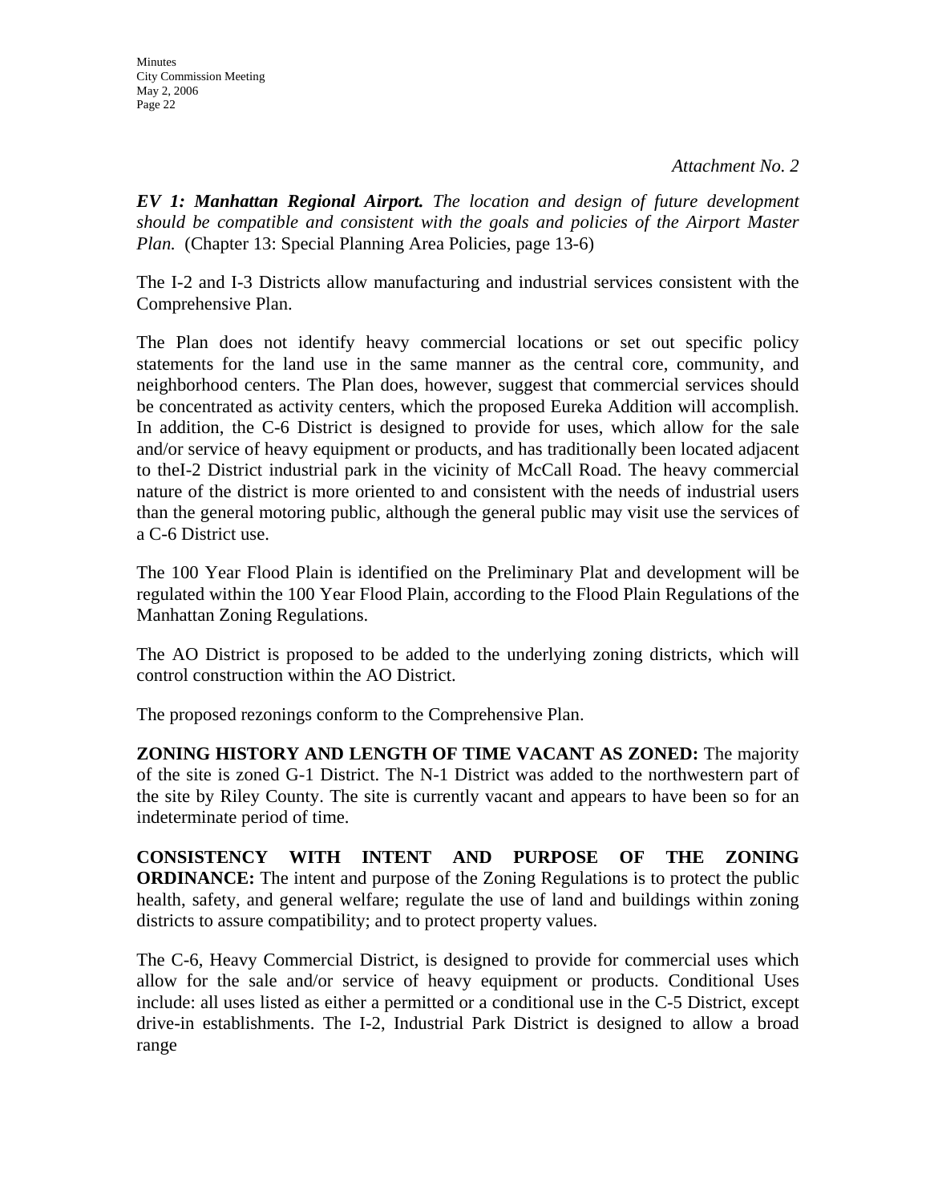*Attachment No. 2*

***EV 1: Manhattan Regional Airport.*** *The location and design of future development should be compatible and consistent with the goals and policies of the Airport Master Plan.* (Chapter 13: Special Planning Area Policies, page 13-6)

The I-2 and I-3 Districts allow manufacturing and industrial services consistent with the Comprehensive Plan.

The Plan does not identify heavy commercial locations or set out specific policy statements for the land use in the same manner as the central core, community, and neighborhood centers. The Plan does, however, suggest that commercial services should be concentrated as activity centers, which the proposed Eureka Addition will accomplish. In addition, the C-6 District is designed to provide for uses, which allow for the sale and/or service of heavy equipment or products, and has traditionally been located adjacent to theI-2 District industrial park in the vicinity of McCall Road. The heavy commercial nature of the district is more oriented to and consistent with the needs of industrial users than the general motoring public, although the general public may visit use the services of a C-6 District use.

The 100 Year Flood Plain is identified on the Preliminary Plat and development will be regulated within the 100 Year Flood Plain, according to the Flood Plain Regulations of the Manhattan Zoning Regulations.

The AO District is proposed to be added to the underlying zoning districts, which will control construction within the AO District.

The proposed rezonings conform to the Comprehensive Plan.

**ZONING HISTORY AND LENGTH OF TIME VACANT AS ZONED:** The majority of the site is zoned G-1 District. The N-1 District was added to the northwestern part of the site by Riley County. The site is currently vacant and appears to have been so for an indeterminate period of time.

**CONSISTENCY WITH INTENT AND PURPOSE OF THE ZONING ORDINANCE:** The intent and purpose of the Zoning Regulations is to protect the public health, safety, and general welfare; regulate the use of land and buildings within zoning districts to assure compatibility; and to protect property values.

The C-6, Heavy Commercial District, is designed to provide for commercial uses which allow for the sale and/or service of heavy equipment or products. Conditional Uses include: all uses listed as either a permitted or a conditional use in the C-5 District, except drive-in establishments. The I-2, Industrial Park District is designed to allow a broad range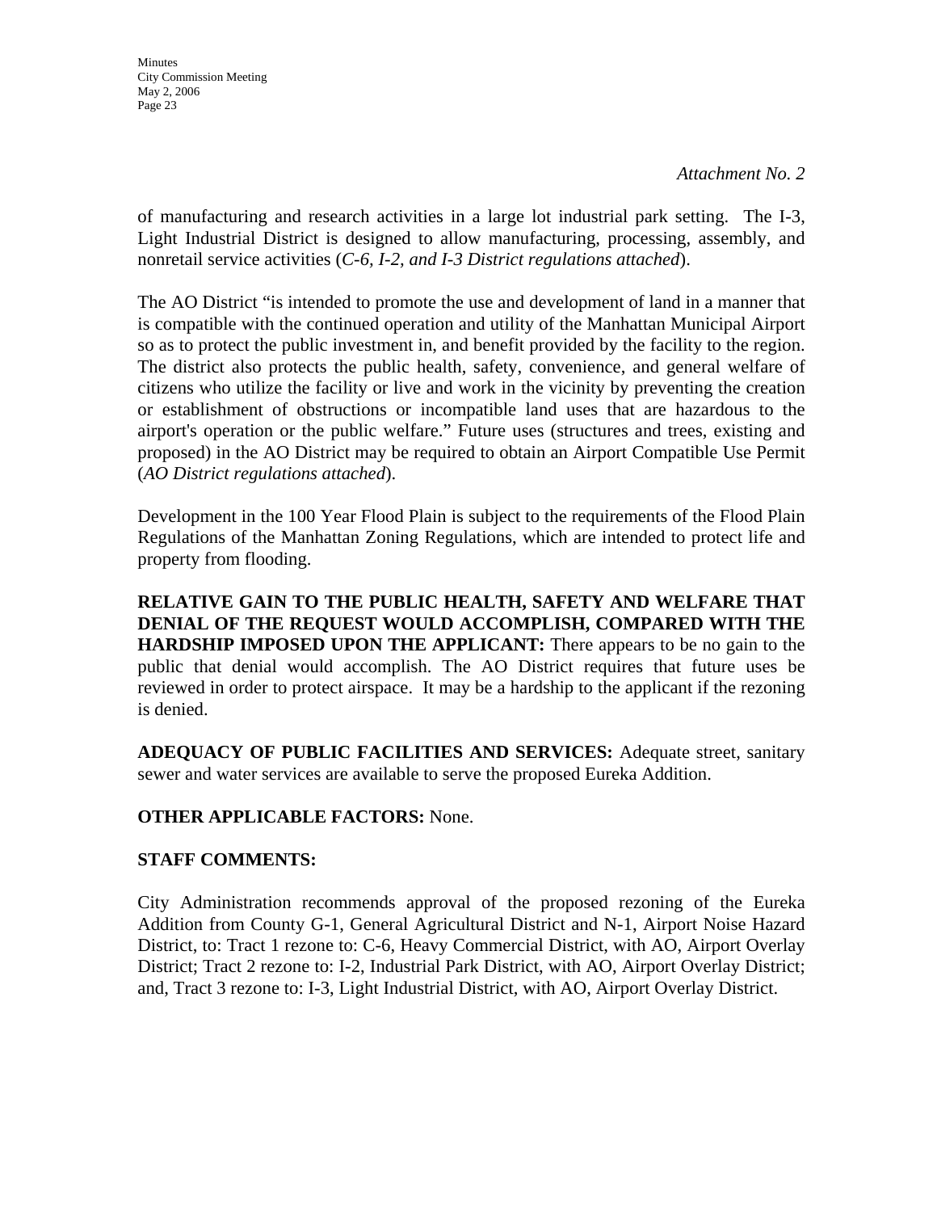*Attachment No. 2*

of manufacturing and research activities in a large lot industrial park setting. The I-3, Light Industrial District is designed to allow manufacturing, processing, assembly, and nonretail service activities (*C-6, I-2, and I-3 District regulations attached*).

The AO District "is intended to promote the use and development of land in a manner that is compatible with the continued operation and utility of the Manhattan Municipal Airport so as to protect the public investment in, and benefit provided by the facility to the region. The district also protects the public health, safety, convenience, and general welfare of citizens who utilize the facility or live and work in the vicinity by preventing the creation or establishment of obstructions or incompatible land uses that are hazardous to the airport's operation or the public welfare." Future uses (structures and trees, existing and proposed) in the AO District may be required to obtain an Airport Compatible Use Permit (*AO District regulations attached*).

Development in the 100 Year Flood Plain is subject to the requirements of the Flood Plain Regulations of the Manhattan Zoning Regulations, which are intended to protect life and property from flooding.

**RELATIVE GAIN TO THE PUBLIC HEALTH, SAFETY AND WELFARE THAT DENIAL OF THE REQUEST WOULD ACCOMPLISH, COMPARED WITH THE HARDSHIP IMPOSED UPON THE APPLICANT:** There appears to be no gain to the public that denial would accomplish. The AO District requires that future uses be reviewed in order to protect airspace. It may be a hardship to the applicant if the rezoning is denied.

**ADEQUACY OF PUBLIC FACILITIES AND SERVICES:** Adequate street, sanitary sewer and water services are available to serve the proposed Eureka Addition.

**OTHER APPLICABLE FACTORS:** None.

**STAFF COMMENTS:**

City Administration recommends approval of the proposed rezoning of the Eureka Addition from County G-1, General Agricultural District and N-1, Airport Noise Hazard District, to: Tract 1 rezone to: C-6, Heavy Commercial District, with AO, Airport Overlay District; Tract 2 rezone to: I-2, Industrial Park District, with AO, Airport Overlay District; and, Tract 3 rezone to: I-3, Light Industrial District, with AO, Airport Overlay District.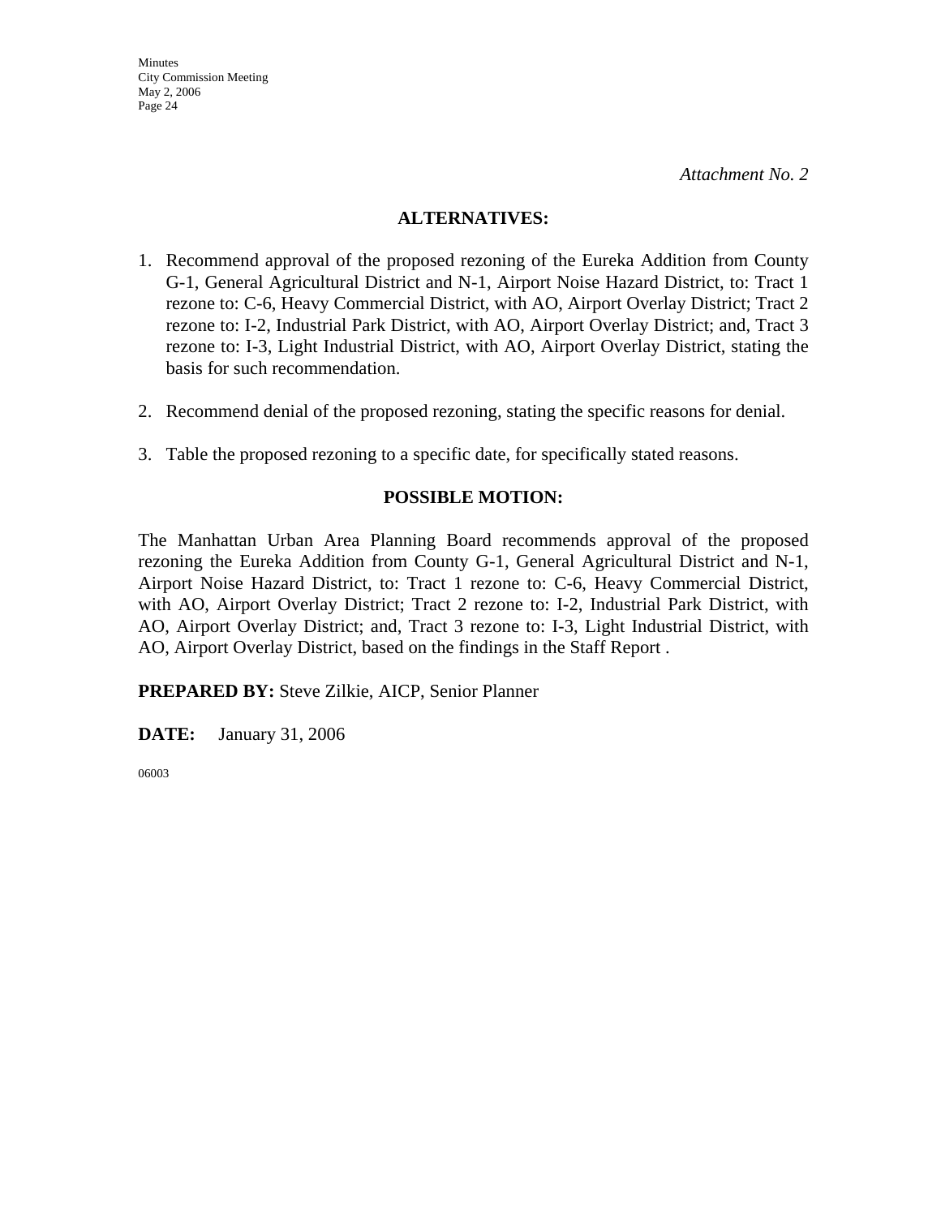*Attachment No. 2*

**ALTERNATIVES:**

1. Recommend approval of the proposed rezoning of the Eureka Addition from County G-1, General Agricultural District and N-1, Airport Noise Hazard District, to: Tract 1 rezone to: C-6, Heavy Commercial District, with AO, Airport Overlay District; Tract 2 rezone to: I-2, Industrial Park District, with AO, Airport Overlay District; and, Tract 3 rezone to: I-3, Light Industrial District, with AO, Airport Overlay District, stating the basis for such recommendation.

2. Recommend denial of the proposed rezoning, stating the specific reasons for denial.

3. Table the proposed rezoning to a specific date, for specifically stated reasons.

**POSSIBLE MOTION:**

The Manhattan Urban Area Planning Board recommends approval of the proposed rezoning the Eureka Addition from County G-1, General Agricultural District and N-1, Airport Noise Hazard District, to: Tract 1 rezone to: C-6, Heavy Commercial District, with AO, Airport Overlay District; Tract 2 rezone to: I-2, Industrial Park District, with AO, Airport Overlay District; and, Tract 3 rezone to: I-3, Light Industrial District, with AO, Airport Overlay District, based on the findings in the Staff Report .

**PREPARED BY:** Steve Zilkie, AICP, Senior Planner

**DATE:** January 31, 2006

06003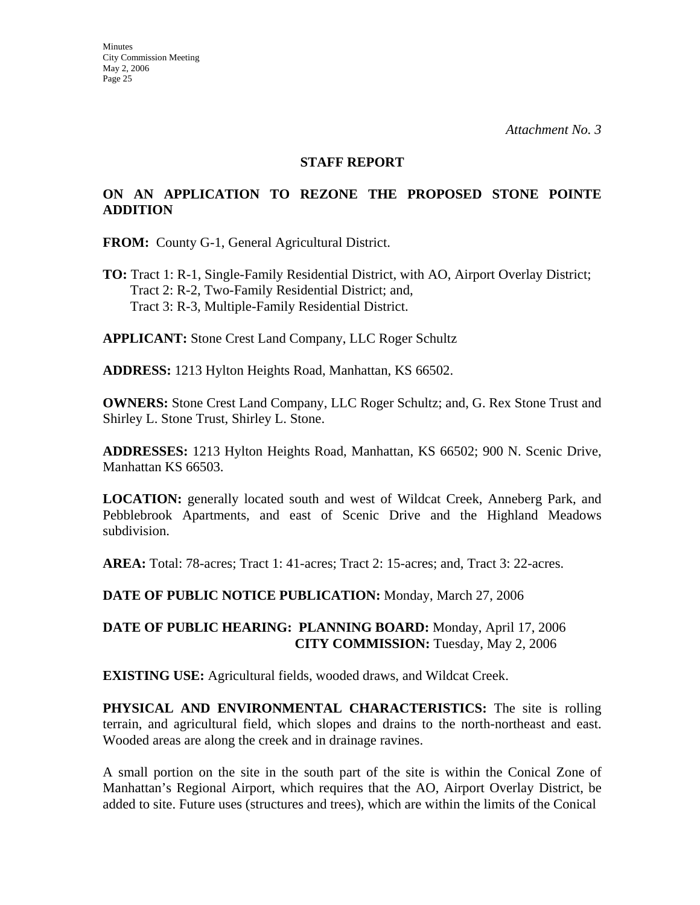*Attachment No. 3*

## STAFF REPORT

### ON AN APPLICATION TO REZONE THE PROPOSED STONE POINTE ADDITION

**FROM:** County G-1, General Agricultural District.

**TO:** Tract 1: R-1, Single-Family Residential District, with AO, Airport Overlay District;
Tract 2: R-2, Two-Family Residential District; and,
Tract 3: R-3, Multiple-Family Residential District.

**APPLICANT:** Stone Crest Land Company, LLC Roger Schultz

**ADDRESS:** 1213 Hylton Heights Road, Manhattan, KS 66502.

**OWNERS:** Stone Crest Land Company, LLC Roger Schultz; and, G. Rex Stone Trust and Shirley L. Stone Trust, Shirley L. Stone.

**ADDRESSES:** 1213 Hylton Heights Road, Manhattan, KS 66502; 900 N. Scenic Drive, Manhattan KS 66503.

**LOCATION:** generally located south and west of Wildcat Creek, Anneberg Park, and Pebblebrook Apartments, and east of Scenic Drive and the Highland Meadows subdivision.

**AREA:** Total: 78-acres; Tract 1: 41-acres; Tract 2: 15-acres; and, Tract 3: 22-acres.

**DATE OF PUBLIC NOTICE PUBLICATION:** Monday, March 27, 2006

**DATE OF PUBLIC HEARING: PLANNING BOARD:** Monday, April 17, 2006
**CITY COMMISSION:** Tuesday, May 2, 2006

**EXISTING USE:** Agricultural fields, wooded draws, and Wildcat Creek.

**PHYSICAL AND ENVIRONMENTAL CHARACTERISTICS:** The site is rolling terrain, and agricultural field, which slopes and drains to the north-northeast and east. Wooded areas are along the creek and in drainage ravines.

A small portion on the site in the south part of the site is within the Conical Zone of Manhattan's Regional Airport, which requires that the AO, Airport Overlay District, be added to site. Future uses (structures and trees), which are within the limits of the Conical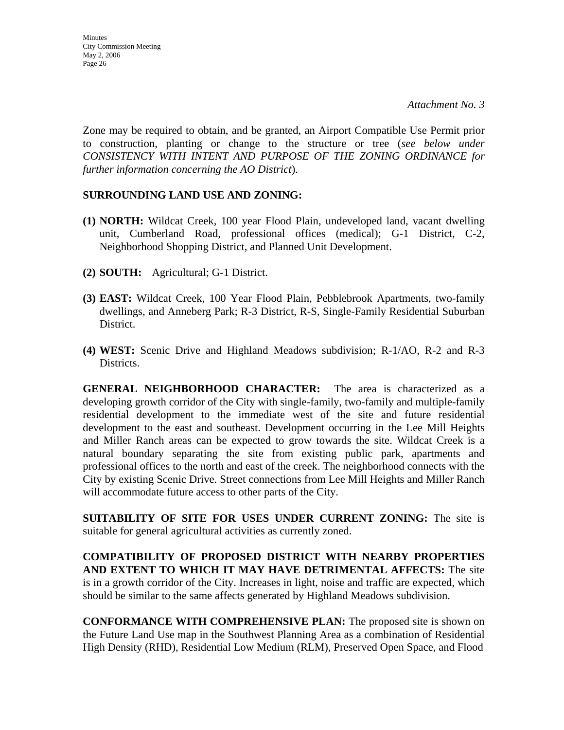*Attachment No. 3*

Zone may be required to obtain, and be granted, an Airport Compatible Use Permit prior to construction, planting or change to the structure or tree (*see below under CONSISTENCY WITH INTENT AND PURPOSE OF THE ZONING ORDINANCE for further information concerning the AO District*).

**SURROUNDING LAND USE AND ZONING:**

**(1) NORTH:** Wildcat Creek, 100 year Flood Plain, undeveloped land, vacant dwelling unit, Cumberland Road, professional offices (medical); G-1 District, C-2, Neighborhood Shopping District, and Planned Unit Development.

**(2) SOUTH:** Agricultural; G-1 District.

**(3) EAST:** Wildcat Creek, 100 Year Flood Plain, Pebblebrook Apartments, two-family dwellings, and Anneberg Park; R-3 District, R-S, Single-Family Residential Suburban District.

**(4) WEST:** Scenic Drive and Highland Meadows subdivision; R-1/AO, R-2 and R-3 Districts.

**GENERAL NEIGHBORHOOD CHARACTER:** The area is characterized as a developing growth corridor of the City with single-family, two-family and multiple-family residential development to the immediate west of the site and future residential development to the east and southeast. Development occurring in the Lee Mill Heights and Miller Ranch areas can be expected to grow towards the site. Wildcat Creek is a natural boundary separating the site from existing public park, apartments and professional offices to the north and east of the creek. The neighborhood connects with the City by existing Scenic Drive. Street connections from Lee Mill Heights and Miller Ranch will accommodate future access to other parts of the City.

**SUITABILITY OF SITE FOR USES UNDER CURRENT ZONING:** The site is suitable for general agricultural activities as currently zoned.

**COMPATIBILITY OF PROPOSED DISTRICT WITH NEARBY PROPERTIES AND EXTENT TO WHICH IT MAY HAVE DETRIMENTAL AFFECTS:** The site is in a growth corridor of the City. Increases in light, noise and traffic are expected, which should be similar to the same affects generated by Highland Meadows subdivision.

**CONFORMANCE WITH COMPREHENSIVE PLAN:** The proposed site is shown on the Future Land Use map in the Southwest Planning Area as a combination of Residential High Density (RHD), Residential Low Medium (RLM), Preserved Open Space, and Flood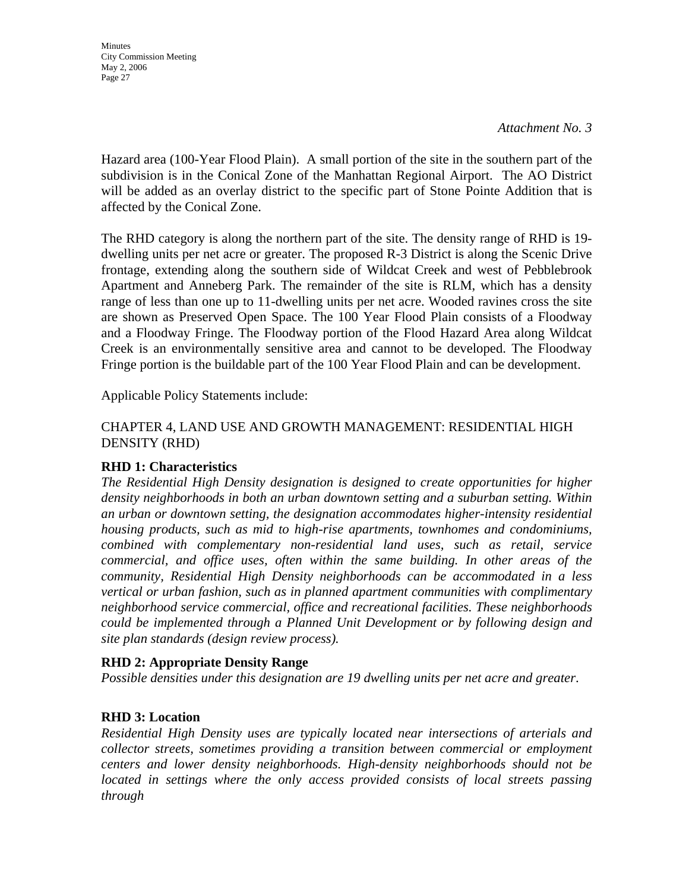*Attachment No. 3*

Hazard area (100-Year Flood Plain). A small portion of the site in the southern part of the subdivision is in the Conical Zone of the Manhattan Regional Airport. The AO District will be added as an overlay district to the specific part of Stone Pointe Addition that is affected by the Conical Zone.

The RHD category is along the northern part of the site. The density range of RHD is 19-dwelling units per net acre or greater. The proposed R-3 District is along the Scenic Drive frontage, extending along the southern side of Wildcat Creek and west of Pebblebrook Apartment and Anneberg Park. The remainder of the site is RLM, which has a density range of less than one up to 11-dwelling units per net acre. Wooded ravines cross the site are shown as Preserved Open Space. The 100 Year Flood Plain consists of a Floodway and a Floodway Fringe. The Floodway portion of the Flood Hazard Area along Wildcat Creek is an environmentally sensitive area and cannot to be developed. The Floodway Fringe portion is the buildable part of the 100 Year Flood Plain and can be development.

Applicable Policy Statements include:

CHAPTER 4, LAND USE AND GROWTH MANAGEMENT: RESIDENTIAL HIGH DENSITY (RHD)

**RHD 1: Characteristics**

*The Residential High Density designation is designed to create opportunities for higher density neighborhoods in both an urban downtown setting and a suburban setting. Within an urban or downtown setting, the designation accommodates higher-intensity residential housing products, such as mid to high-rise apartments, townhomes and condominiums, combined with complementary non-residential land uses, such as retail, service commercial, and office uses, often within the same building. In other areas of the community, Residential High Density neighborhoods can be accommodated in a less vertical or urban fashion, such as in planned apartment communities with complimentary neighborhood service commercial, office and recreational facilities. These neighborhoods could be implemented through a Planned Unit Development or by following design and site plan standards (design review process).*

**RHD 2: Appropriate Density Range**

*Possible densities under this designation are 19 dwelling units per net acre and greater.*

**RHD 3: Location**

*Residential High Density uses are typically located near intersections of arterials and collector streets, sometimes providing a transition between commercial or employment centers and lower density neighborhoods. High-density neighborhoods should not be located in settings where the only access provided consists of local streets passing through*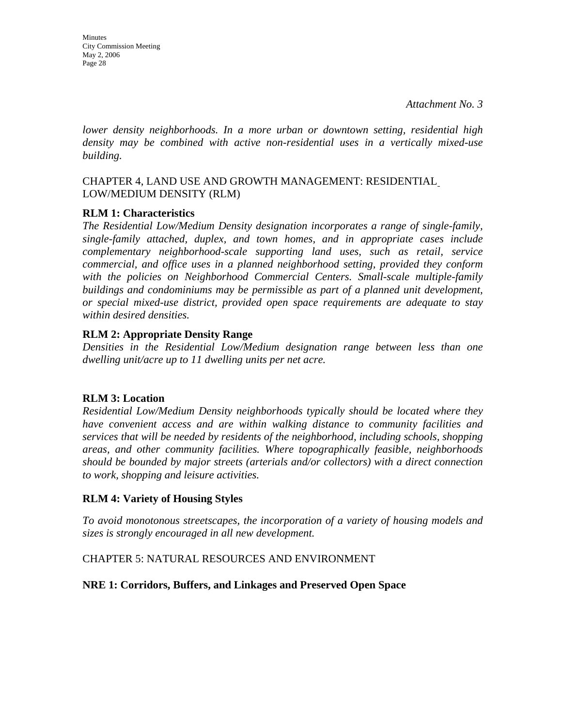*Attachment No. 3*

*lower density neighborhoods. In a more urban or downtown setting, residential high density may be combined with active non-residential uses in a vertically mixed-use building.*

CHAPTER 4, LAND USE AND GROWTH MANAGEMENT: RESIDENTIAL LOW/MEDIUM DENSITY (RLM)

**RLM 1: Characteristics**

*The Residential Low/Medium Density designation incorporates a range of single-family, single-family attached, duplex, and town homes, and in appropriate cases include complementary neighborhood-scale supporting land uses, such as retail, service commercial, and office uses in a planned neighborhood setting, provided they conform with the policies on Neighborhood Commercial Centers. Small-scale multiple-family buildings and condominiums may be permissible as part of a planned unit development, or special mixed-use district, provided open space requirements are adequate to stay within desired densities.*

**RLM 2: Appropriate Density Range**

*Densities in the Residential Low/Medium designation range between less than one dwelling unit/acre up to 11 dwelling units per net acre.*

**RLM 3: Location**

*Residential Low/Medium Density neighborhoods typically should be located where they have convenient access and are within walking distance to community facilities and services that will be needed by residents of the neighborhood, including schools, shopping areas, and other community facilities. Where topographically feasible, neighborhoods should be bounded by major streets (arterials and/or collectors) with a direct connection to work, shopping and leisure activities.*

**RLM 4: Variety of Housing Styles**

*To avoid monotonous streetscapes, the incorporation of a variety of housing models and sizes is strongly encouraged in all new development.*

CHAPTER 5: NATURAL RESOURCES AND ENVIRONMENT

**NRE 1: Corridors, Buffers, and Linkages and Preserved Open Space**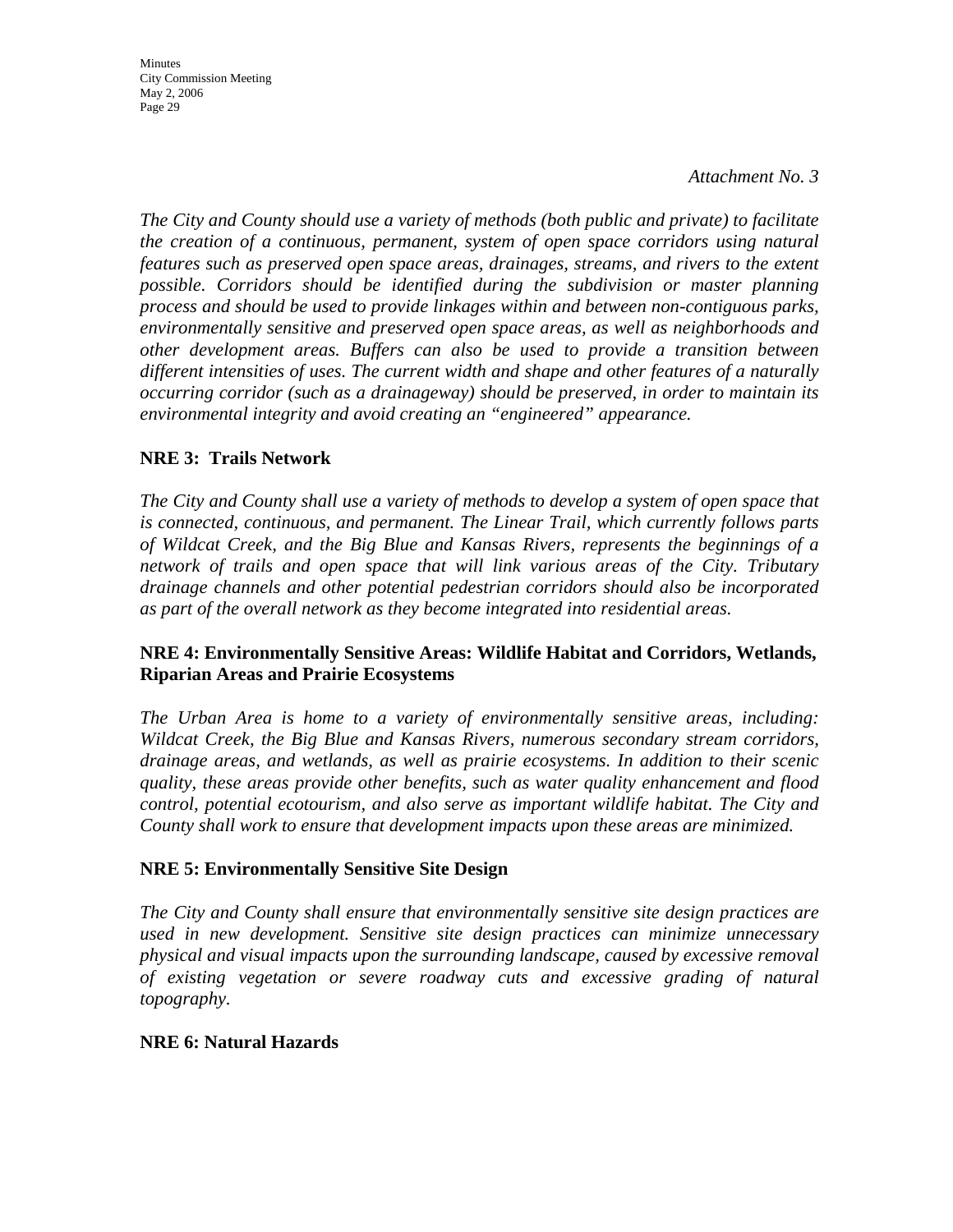*Attachment No. 3*

*The City and County should use a variety of methods (both public and private) to facilitate the creation of a continuous, permanent, system of open space corridors using natural features such as preserved open space areas, drainages, streams, and rivers to the extent possible. Corridors should be identified during the subdivision or master planning process and should be used to provide linkages within and between non-contiguous parks, environmentally sensitive and preserved open space areas, as well as neighborhoods and other development areas. Buffers can also be used to provide a transition between different intensities of uses. The current width and shape and other features of a naturally occurring corridor (such as a drainageway) should be preserved, in order to maintain its environmental integrity and avoid creating an "engineered" appearance.*

**NRE 3: Trails Network**

*The City and County shall use a variety of methods to develop a system of open space that is connected, continuous, and permanent. The Linear Trail, which currently follows parts of Wildcat Creek, and the Big Blue and Kansas Rivers, represents the beginnings of a network of trails and open space that will link various areas of the City. Tributary drainage channels and other potential pedestrian corridors should also be incorporated as part of the overall network as they become integrated into residential areas.*

**NRE 4: Environmentally Sensitive Areas: Wildlife Habitat and Corridors, Wetlands, Riparian Areas and Prairie Ecosystems**

*The Urban Area is home to a variety of environmentally sensitive areas, including: Wildcat Creek, the Big Blue and Kansas Rivers, numerous secondary stream corridors, drainage areas, and wetlands, as well as prairie ecosystems. In addition to their scenic quality, these areas provide other benefits, such as water quality enhancement and flood control, potential ecotourism, and also serve as important wildlife habitat. The City and County shall work to ensure that development impacts upon these areas are minimized.*

**NRE 5: Environmentally Sensitive Site Design**

*The City and County shall ensure that environmentally sensitive site design practices are used in new development. Sensitive site design practices can minimize unnecessary physical and visual impacts upon the surrounding landscape, caused by excessive removal of existing vegetation or severe roadway cuts and excessive grading of natural topography.*

**NRE 6: Natural Hazards**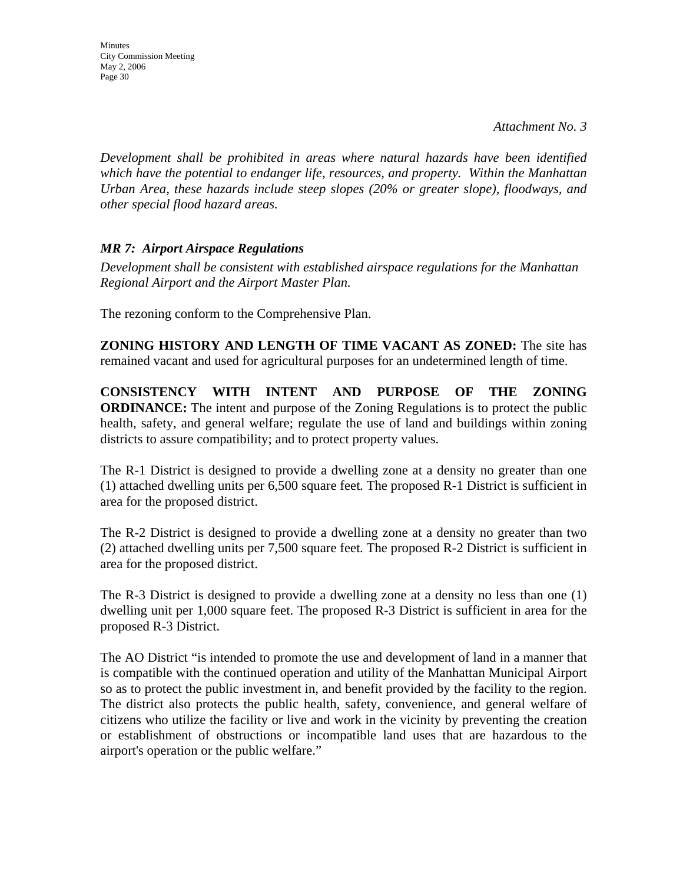*Attachment No. 3*

*Development shall be prohibited in areas where natural hazards have been identified which have the potential to endanger life, resources, and property. Within the Manhattan Urban Area, these hazards include steep slopes (20% or greater slope), floodways, and other special flood hazard areas.*

***MR 7: Airport Airspace Regulations***

*Development shall be consistent with established airspace regulations for the Manhattan Regional Airport and the Airport Master Plan.*

The rezoning conform to the Comprehensive Plan.

**ZONING HISTORY AND LENGTH OF TIME VACANT AS ZONED:** The site has remained vacant and used for agricultural purposes for an undetermined length of time.

**CONSISTENCY WITH INTENT AND PURPOSE OF THE ZONING ORDINANCE:** The intent and purpose of the Zoning Regulations is to protect the public health, safety, and general welfare; regulate the use of land and buildings within zoning districts to assure compatibility; and to protect property values.

The R-1 District is designed to provide a dwelling zone at a density no greater than one (1) attached dwelling units per 6,500 square feet. The proposed R-1 District is sufficient in area for the proposed district.

The R-2 District is designed to provide a dwelling zone at a density no greater than two (2) attached dwelling units per 7,500 square feet. The proposed R-2 District is sufficient in area for the proposed district.

The R-3 District is designed to provide a dwelling zone at a density no less than one (1) dwelling unit per 1,000 square feet. The proposed R-3 District is sufficient in area for the proposed R-3 District.

The AO District "is intended to promote the use and development of land in a manner that is compatible with the continued operation and utility of the Manhattan Municipal Airport so as to protect the public investment in, and benefit provided by the facility to the region. The district also protects the public health, safety, convenience, and general welfare of citizens who utilize the facility or live and work in the vicinity by preventing the creation or establishment of obstructions or incompatible land uses that are hazardous to the airport's operation or the public welfare."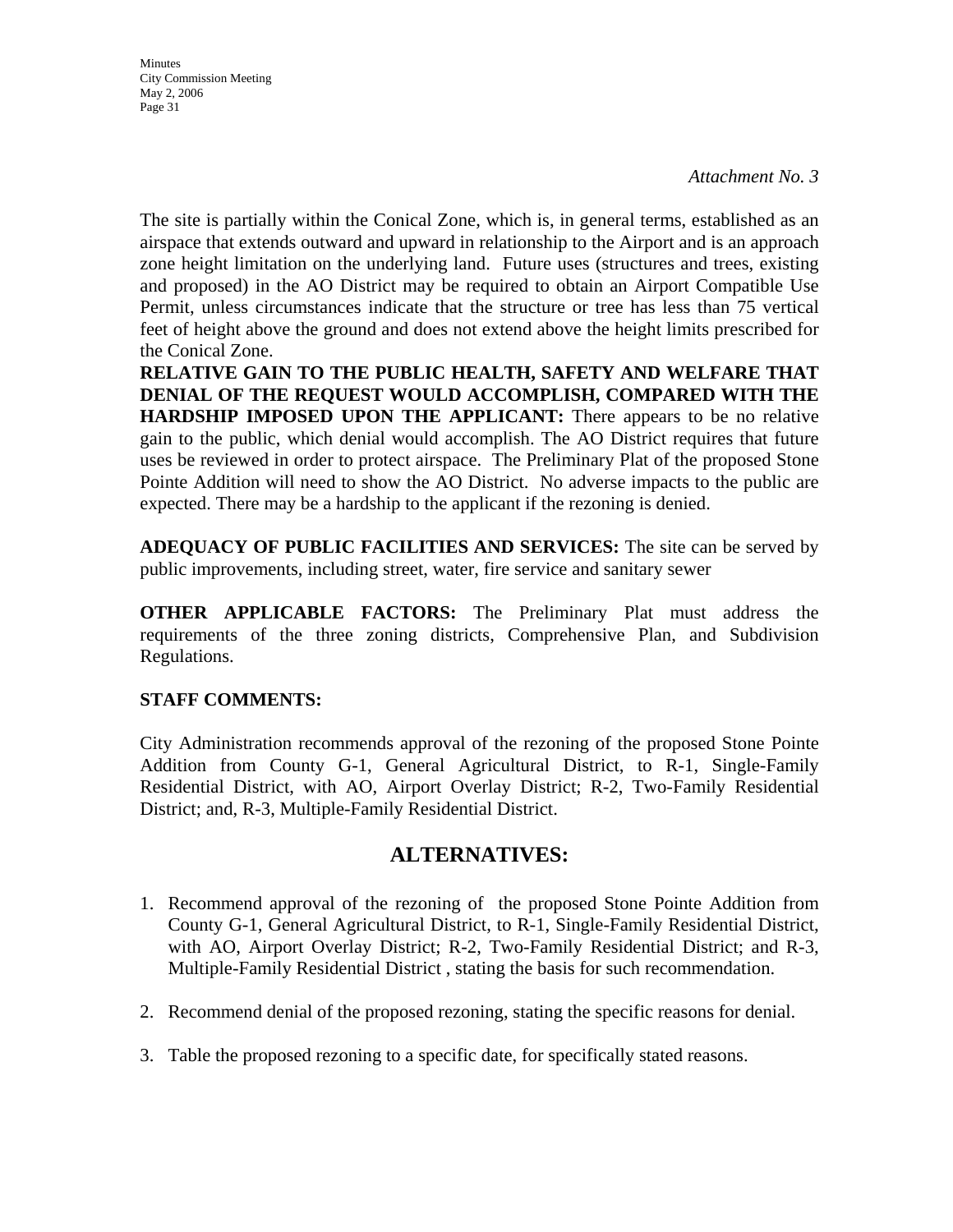*Attachment No. 3*

The site is partially within the Conical Zone, which is, in general terms, established as an airspace that extends outward and upward in relationship to the Airport and is an approach zone height limitation on the underlying land. Future uses (structures and trees, existing and proposed) in the AO District may be required to obtain an Airport Compatible Use Permit, unless circumstances indicate that the structure or tree has less than 75 vertical feet of height above the ground and does not extend above the height limits prescribed for the Conical Zone.

**RELATIVE GAIN TO THE PUBLIC HEALTH, SAFETY AND WELFARE THAT DENIAL OF THE REQUEST WOULD ACCOMPLISH, COMPARED WITH THE HARDSHIP IMPOSED UPON THE APPLICANT:** There appears to be no relative gain to the public, which denial would accomplish. The AO District requires that future uses be reviewed in order to protect airspace. The Preliminary Plat of the proposed Stone Pointe Addition will need to show the AO District. No adverse impacts to the public are expected. There may be a hardship to the applicant if the rezoning is denied.

**ADEQUACY OF PUBLIC FACILITIES AND SERVICES:** The site can be served by public improvements, including street, water, fire service and sanitary sewer

**OTHER APPLICABLE FACTORS:** The Preliminary Plat must address the requirements of the three zoning districts, Comprehensive Plan, and Subdivision Regulations.

**STAFF COMMENTS:**

City Administration recommends approval of the rezoning of the proposed Stone Pointe Addition from County G-1, General Agricultural District, to R-1, Single-Family Residential District, with AO, Airport Overlay District; R-2, Two-Family Residential District; and, R-3, Multiple-Family Residential District.

## ALTERNATIVES:

1. Recommend approval of the rezoning of the proposed Stone Pointe Addition from County G-1, General Agricultural District, to Single-Family Residential District, with AO, Airport Overlay District; R-2, Two-Family Residential District; and R-3, Multiple-Family Residential District , stating the basis for such recommendation.

2. Recommend denial of the proposed rezoning, stating the specific reasons for denial.

3. Table the proposed rezoning to a specific date, for specifically stated reasons.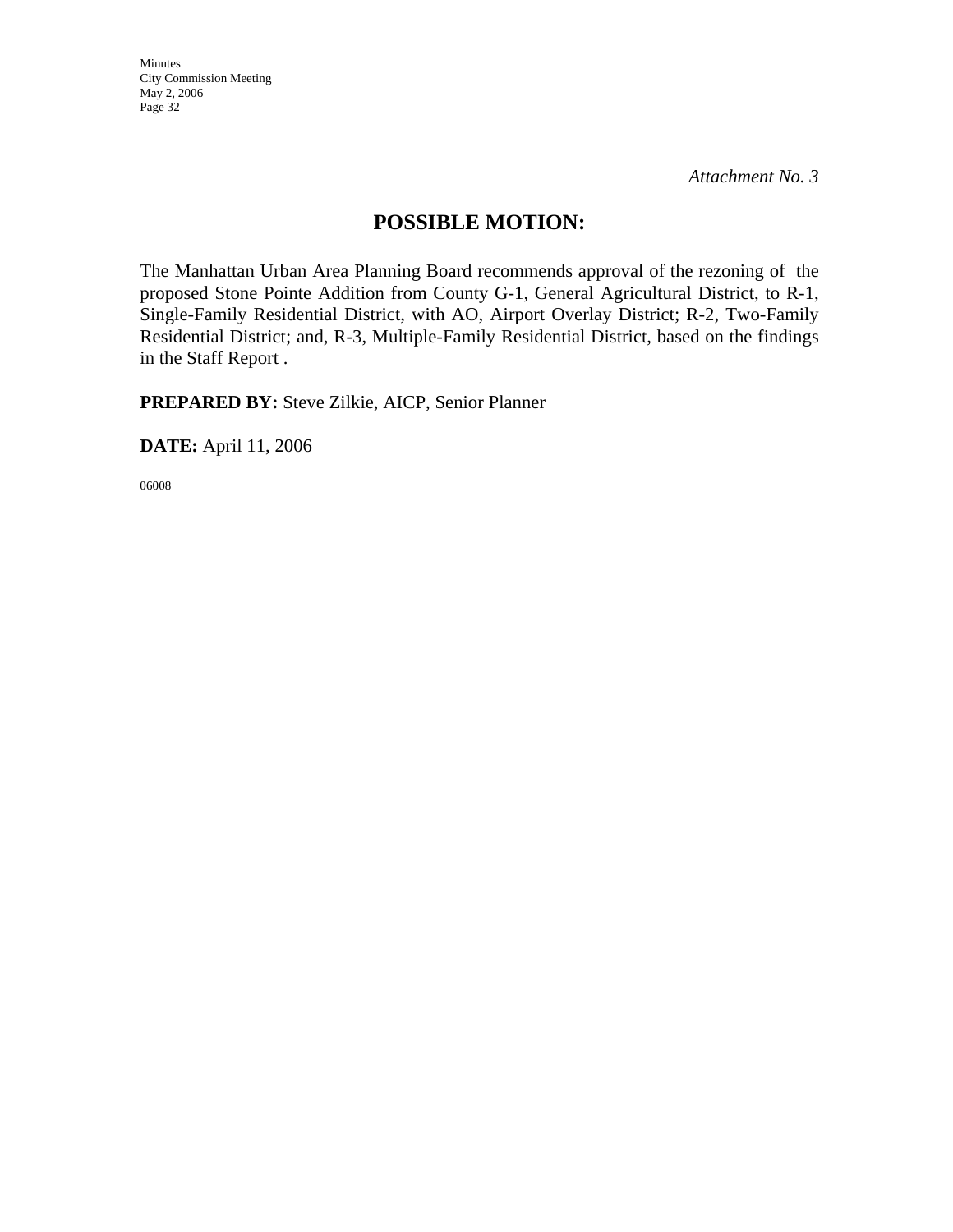*Attachment No. 3*

# POSSIBLE MOTION:

The Manhattan Urban Area Planning Board recommends approval of the rezoning of the proposed Stone Pointe Addition from County G-1, General Agricultural District, to R-1, Single-Family Residential District, with AO, Airport Overlay District; R-2, Two-Family Residential District; and, R-3, Multiple-Family Residential District, based on the findings in the Staff Report .

**PREPARED BY:** Steve Zilkie, AICP, Senior Planner

**DATE:** April 11, 2006

06008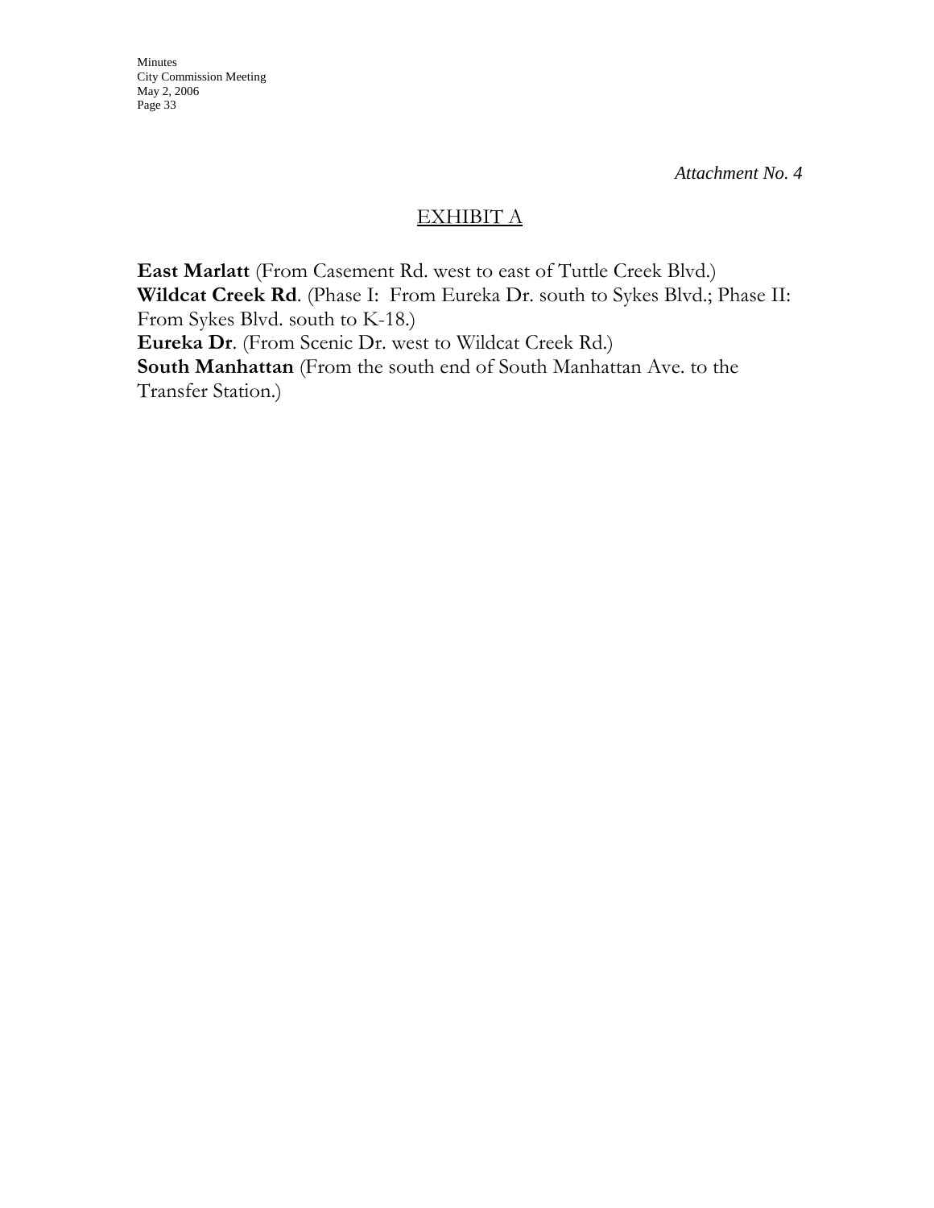*Attachment No. 4*

## EXHIBIT A

**East Marlatt** (From Casement Rd. west to east of Tuttle Creek Blvd.)
**Wildcat Creek Rd**. (Phase I: From Eureka Dr. south to Sykes Blvd.; Phase II: From Sykes Blvd. south to K-18.)
**Eureka Dr**. (From Scenic Dr. west to Wildcat Creek Rd.)
**South Manhattan** (From the south end of South Manhattan Ave. to the Transfer Station.)